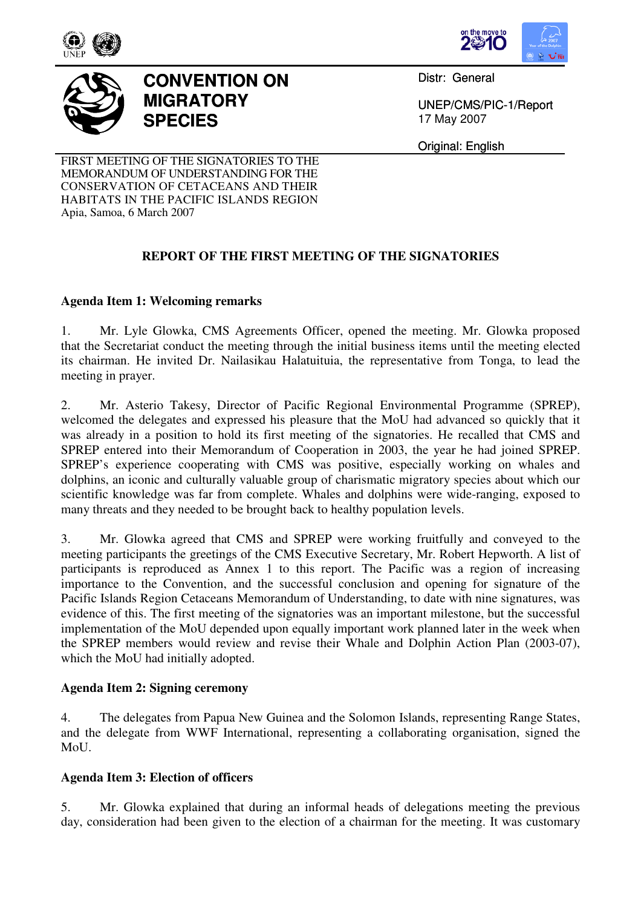# CONVENTION ON MIGRATORY SPECIES

Distr: General

UNEP/CMS/PIC-1/Report
17 May 2007

Original: English

FIRST MEETING OF THE SIGNATORIES TO THE MEMORANDUM OF UNDERSTANDING FOR THE CONSERVATION OF CETACEANS AND THEIR HABITATS IN THE PACIFIC ISLANDS REGION
Apia, Samoa, 6 March 2007

## REPORT OF THE FIRST MEETING OF THE SIGNATORIES

### Agenda Item 1: Welcoming remarks

1. Mr. Lyle Glowka, CMS Agreements Officer, opened the meeting. Mr. Glowka proposed that the Secretariat conduct the meeting through the initial business items until the meeting elected its chairman. He invited Dr. Nailasikau Halatuituia, the representative from Tonga, to lead the meeting in prayer.

2. Mr. Asterio Takesy, Director of Pacific Regional Environmental Programme (SPREP), welcomed the delegates and expressed his pleasure that the MoU had advanced so quickly that it was already in a position to hold its first meeting of the signatories. He recalled that CMS and SPREP entered into their Memorandum of Cooperation in 2003, the year he had joined SPREP. SPREP's experience cooperating with CMS was positive, especially working on whales and dolphins, an iconic and culturally valuable group of charismatic migratory species about which our scientific knowledge was far from complete. Whales and dolphins were wide-ranging, exposed to many threats and they needed to be brought back to healthy population levels.

3. Mr. Glowka agreed that CMS and SPREP were working fruitfully and conveyed to the meeting participants the greetings of the CMS Executive Secretary, Mr. Robert Hepworth. A list of participants is reproduced as Annex 1 to this report. The Pacific was a region of increasing importance to the Convention, and the successful conclusion and opening for signature of the Pacific Islands Region Cetaceans Memorandum of Understanding, to date with nine signatures, was evidence of this. The first meeting of the signatories was an important milestone, but the successful implementation of the MoU depended upon equally important work planned later in the week when the SPREP members would review and revise their Whale and Dolphin Action Plan (2003-07), which the MoU had initially adopted.

### Agenda Item 2: Signing ceremony

4. The delegates from Papua New Guinea and the Solomon Islands, representing Range States, and the delegate from WWF International, representing a collaborating organisation, signed the MoU.

### Agenda Item 3: Election of officers

5. Mr. Glowka explained that during an informal heads of delegations meeting the previous day, consideration had been given to the election of a chairman for the meeting. It was customary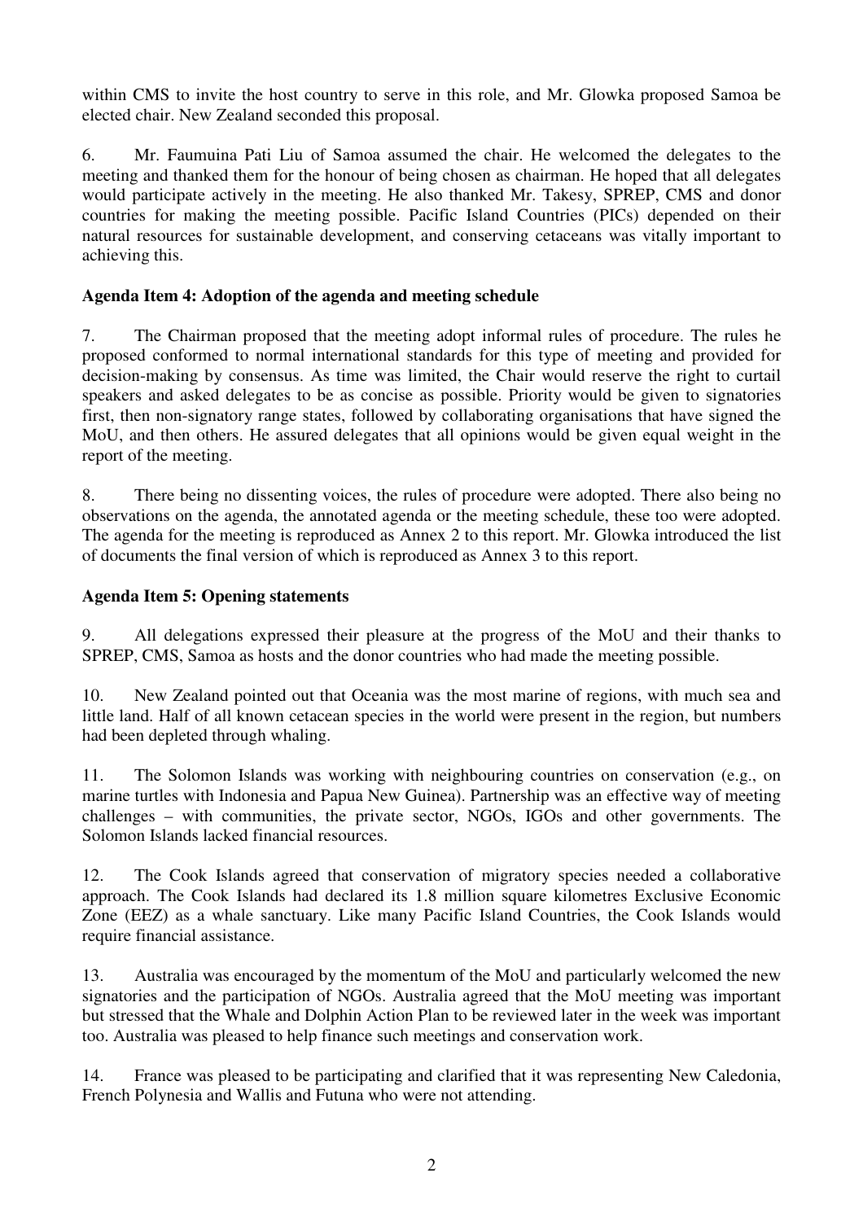within CMS to invite the host country to serve in this role, and Mr. Glowka proposed Samoa be elected chair. New Zealand seconded this proposal.

6. Mr. Faumuina Pati Liu of Samoa assumed the chair. He welcomed the delegates to the meeting and thanked them for the honour of being chosen as chairman. He hoped that all delegates would participate actively in the meeting. He also thanked Mr. Takesy, SPREP, CMS and donor countries for making the meeting possible. Pacific Island Countries (PICs) depended on their natural resources for sustainable development, and conserving cetaceans was vitally important to achieving this.

**Agenda Item 4: Adoption of the agenda and meeting schedule**

7. The Chairman proposed that the meeting adopt informal rules of procedure. The rules he proposed conformed to normal international standards for this type of meeting and provided for decision-making by consensus. As time was limited, the Chair would reserve the right to curtail speakers and asked delegates to be as concise as possible. Priority would be given to signatories first, then non-signatory range states, followed by collaborating organisations that have signed the MoU, and then others. He assured delegates that all opinions would be given equal weight in the report of the meeting.

8. There being no dissenting voices, the rules of procedure were adopted. There also being no observations on the agenda, the annotated agenda or the meeting schedule, these too were adopted. The agenda for the meeting is reproduced as Annex 2 to this report. Mr. Glowka introduced the list of documents the final version of which is reproduced as Annex 3 to this report.

**Agenda Item 5: Opening statements**

9. All delegations expressed their pleasure at the progress of the MoU and their thanks to SPREP, CMS, Samoa as hosts and the donor countries who had made the meeting possible.

10. New Zealand pointed out that Oceania was the most marine of regions, with much sea and little land. Half of all known cetacean species in the world were present in the region, but numbers had been depleted through whaling.

11. The Solomon Islands was working with neighbouring countries on conservation (e.g., on marine turtles with Indonesia and Papua New Guinea). Partnership was an effective way of meeting challenges – with communities, the private sector, NGOs, IGOs and other governments. The Solomon Islands lacked financial resources.

12. The Cook Islands agreed that conservation of migratory species needed a collaborative approach. The Cook Islands had declared its 1.8 million square kilometres Exclusive Economic Zone (EEZ) as a whale sanctuary. Like many Pacific Island Countries, the Cook Islands would require financial assistance.

13. Australia was encouraged by the momentum of the MoU and particularly welcomed the new signatories and the participation of NGOs. Australia agreed that the MoU meeting was important but stressed that the Whale and Dolphin Action Plan to be reviewed later in the week was important too. Australia was pleased to help finance such meetings and conservation work.

14. France was pleased to be participating and clarified that it was representing New Caledonia, French Polynesia and Wallis and Futuna who were not attending.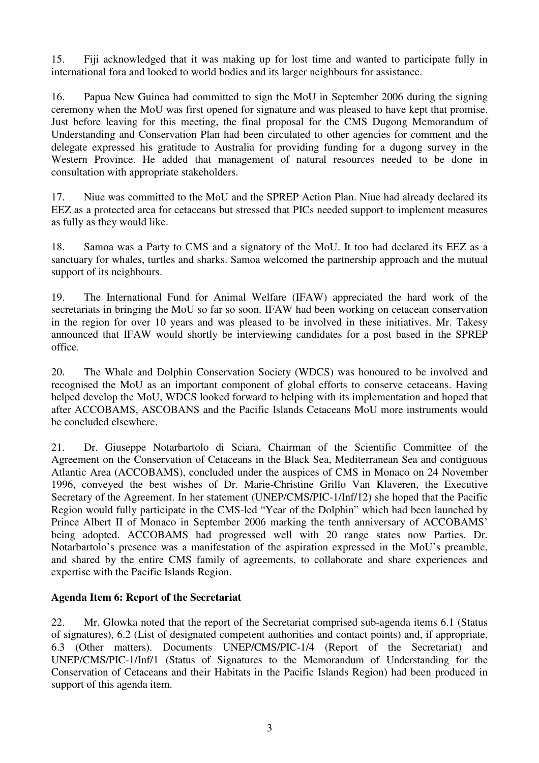15. Fiji acknowledged that it was making up for lost time and wanted to participate fully in international fora and looked to world bodies and its larger neighbours for assistance.

16. Papua New Guinea had committed to sign the MoU in September 2006 during the signing ceremony when the MoU was first opened for signature and was pleased to have kept that promise. Just before leaving for this meeting, the final proposal for the CMS Dugong Memorandum of Understanding and Conservation Plan had been circulated to other agencies for comment and the delegate expressed his gratitude to Australia for providing funding for a dugong survey in the Western Province. He added that management of natural resources needed to be done in consultation with appropriate stakeholders.

17. Niue was committed to the MoU and the SPREP Action Plan. Niue had already declared its EEZ as a protected area for cetaceans but stressed that PICs needed support to implement measures as fully as they would like.

18. Samoa was a Party to CMS and a signatory of the MoU. It too had declared its EEZ as a sanctuary for whales, turtles and sharks. Samoa welcomed the partnership approach and the mutual support of its neighbours.

19. The International Fund for Animal Welfare (IFAW) appreciated the hard work of the secretariats in bringing the MoU so far so soon. IFAW had been working on cetacean conservation in the region for over 10 years and was pleased to be involved in these initiatives. Mr. Takesy announced that IFAW would shortly be interviewing candidates for a post based in the SPREP office.

20. The Whale and Dolphin Conservation Society (WDCS) was honoured to be involved and recognised the MoU as an important component of global efforts to conserve cetaceans. Having helped develop the MoU, WDCS looked forward to helping with its implementation and hoped that after ACCOBAMS, ASCOBANS and the Pacific Islands Cetaceans MoU more instruments would be concluded elsewhere.

21. Dr. Giuseppe Notarbartolo di Sciara, Chairman of the Scientific Committee of the Agreement on the Conservation of Cetaceans in the Black Sea, Mediterranean Sea and contiguous Atlantic Area (ACCOBAMS), concluded under the auspices of CMS in Monaco on 24 November 1996, conveyed the best wishes of Dr. Marie-Christine Grillo Van Klaveren, the Executive Secretary of the Agreement. In her statement (UNEP/CMS/PIC-1/Inf/12) she hoped that the Pacific Region would fully participate in the CMS-led "Year of the Dolphin" which had been launched by Prince Albert II of Monaco in September 2006 marking the tenth anniversary of ACCOBAMS' being adopted. ACCOBAMS had progressed well with 20 range states now Parties. Dr. Notarbartolo's presence was a manifestation of the aspiration expressed in the MoU's preamble, and shared by the entire CMS family of agreements, to collaborate and share experiences and expertise with the Pacific Islands Region.

**Agenda Item 6: Report of the Secretariat**

22. Mr. Glowka noted that the report of the Secretariat comprised sub-agenda items 6.1 (Status of signatures), 6.2 (List of designated competent authorities and contact points) and, if appropriate, 6.3 (Other matters). Documents UNEP/CMS/PIC-1/4 (Report of the Secretariat) and UNEP/CMS/PIC-1/Inf/1 (Status of Signatures to the Memorandum of Understanding for the Conservation of Cetaceans and their Habitats in the Pacific Islands Region) had been produced in support of this agenda item.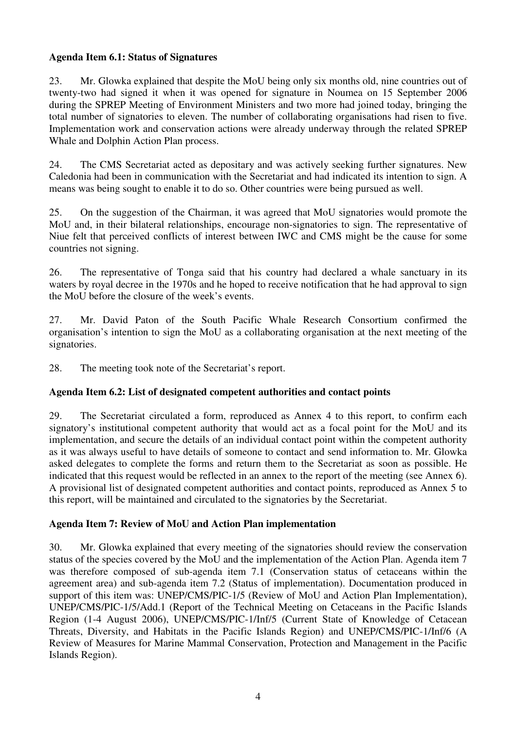**Agenda Item 6.1: Status of Signatures**

23. Mr. Glowka explained that despite the MoU being only six months old, nine countries out of twenty-two had signed it when it was opened for signature in Noumea on 15 September 2006 during the SPREP Meeting of Environment Ministers and two more had joined today, bringing the total number of signatories to eleven. The number of collaborating organisations had risen to five. Implementation work and conservation actions were already underway through the related SPREP Whale and Dolphin Action Plan process.

24. The CMS Secretariat acted as depositary and was actively seeking further signatures. New Caledonia had been in communication with the Secretariat and had indicated its intention to sign. A means was being sought to enable it to do so. Other countries were being pursued as well.

25. On the suggestion of the Chairman, it was agreed that MoU signatories would promote the MoU and, in their bilateral relationships, encourage non-signatories to sign. The representative of Niue felt that perceived conflicts of interest between IWC and CMS might be the cause for some countries not signing.

26. The representative of Tonga said that his country had declared a whale sanctuary in its waters by royal decree in the 1970s and he hoped to receive notification that he had approval to sign the MoU before the closure of the week's events.

27. Mr. David Paton of the South Pacific Whale Research Consortium confirmed the organisation's intention to sign the MoU as a collaborating organisation at the next meeting of the signatories.

28. The meeting took note of the Secretariat's report.

**Agenda Item 6.2: List of designated competent authorities and contact points**

29. The Secretariat circulated a form, reproduced as Annex 4 to this report, to confirm each signatory's institutional competent authority that would act as a focal point for the MoU and its implementation, and secure the details of an individual contact point within the competent authority as it was always useful to have details of someone to contact and send information to. Mr. Glowka asked delegates to complete the forms and return them to the Secretariat as soon as possible. He indicated that this request would be reflected in an annex to the report of the meeting (see Annex 6). A provisional list of designated competent authorities and contact points, reproduced as Annex 5 to this report, will be maintained and circulated to the signatories by the Secretariat.

**Agenda Item 7: Review of MoU and Action Plan implementation**

30. Mr. Glowka explained that every meeting of the signatories should review the conservation status of the species covered by the MoU and the implementation of the Action Plan. Agenda item 7 was therefore composed of sub-agenda item 7.1 (Conservation status of cetaceans within the agreement area) and sub-agenda item 7.2 (Status of implementation). Documentation produced in support of this item was: UNEP/CMS/PIC-1/5 (Review of MoU and Action Plan Implementation), UNEP/CMS/PIC-1/5/Add.1 (Report of the Technical Meeting on Cetaceans in the Pacific Islands Region (1-4 August 2006), UNEP/CMS/PIC-1/Inf/5 (Current State of Knowledge of Cetacean Threats, Diversity, and Habitats in the Pacific Islands Region) and UNEP/CMS/PIC-1/Inf/6 (A Review of Measures for Marine Mammal Conservation, Protection and Management in the Pacific Islands Region).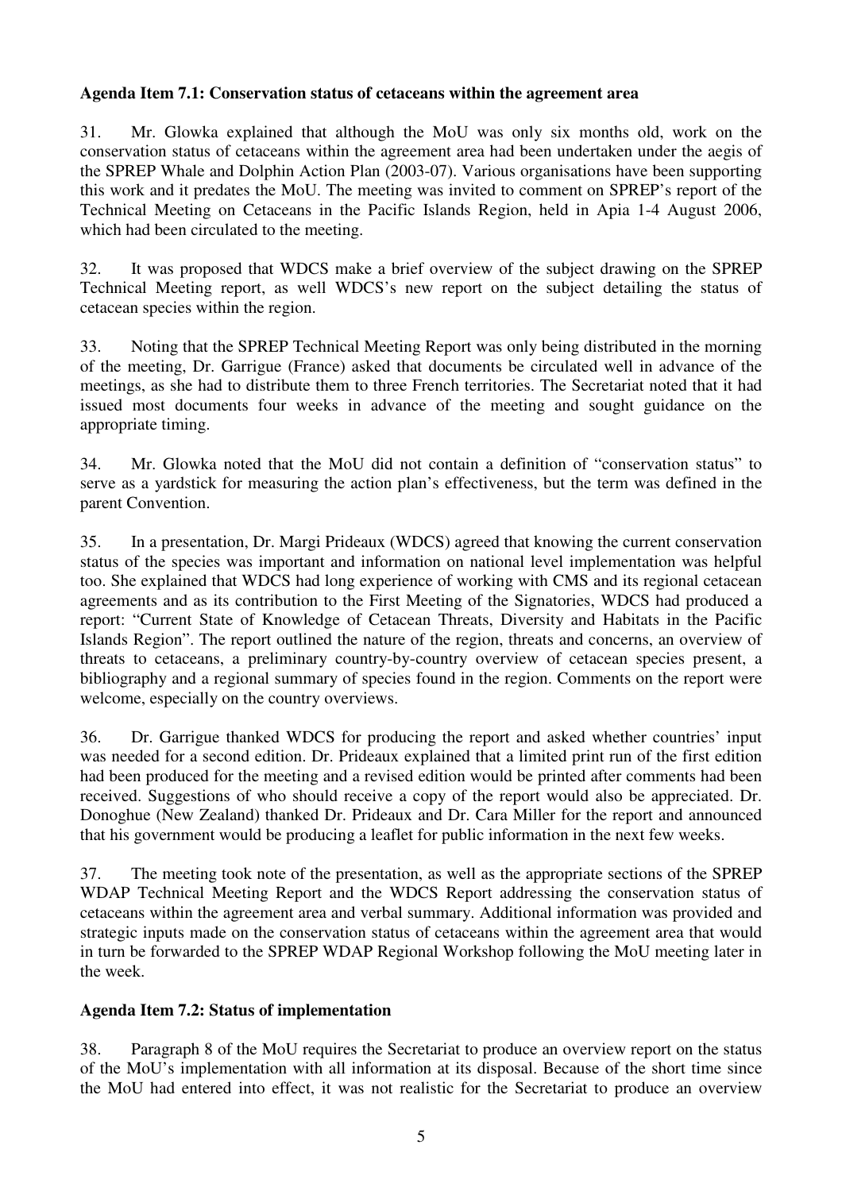**Agenda Item 7.1: Conservation status of cetaceans within the agreement area**

31. Mr. Glowka explained that although the MoU was only six months old, work on the conservation status of cetaceans within the agreement area had been undertaken under the aegis of the SPREP Whale and Dolphin Action Plan (2003-07). Various organisations have been supporting this work and it predates the MoU. The meeting was invited to comment on SPREP's report of the Technical Meeting on Cetaceans in the Pacific Islands Region, held in Apia 1-4 August 2006, which had been circulated to the meeting.

32. It was proposed that WDCS make a brief overview of the subject drawing on the SPREP Technical Meeting report, as well WDCS's new report on the subject detailing the status of cetacean species within the region.

33. Noting that the SPREP Technical Meeting Report was only being distributed in the morning of the meeting, Dr. Garrigue (France) asked that documents be circulated well in advance of the meetings, as she had to distribute them to three French territories. The Secretariat noted that it had issued most documents four weeks in advance of the meeting and sought guidance on the appropriate timing.

34. Mr. Glowka noted that the MoU did not contain a definition of "conservation status" to serve as a yardstick for measuring the action plan's effectiveness, but the term was defined in the parent Convention.

35. In a presentation, Dr. Margi Prideaux (WDCS) agreed that knowing the current conservation status of the species was important and information on national level implementation was helpful too. She explained that WDCS had long experience of working with CMS and its regional cetacean agreements and as its contribution to the First Meeting of the Signatories, WDCS had produced a report: "Current State of Knowledge of Cetacean Threats, Diversity and Habitats in the Pacific Islands Region". The report outlined the nature of the region, threats and concerns, an overview of threats to cetaceans, a preliminary country-by-country overview of cetacean species present, a bibliography and a regional summary of species found in the region. Comments on the report were welcome, especially on the country overviews.

36. Dr. Garrigue thanked WDCS for producing the report and asked whether countries' input was needed for a second edition. Dr. Prideaux explained that a limited print run of the first edition had been produced for the meeting and a revised edition would be printed after comments had been received. Suggestions of who should receive a copy of the report would also be appreciated. Dr. Donoghue (New Zealand) thanked Dr. Prideaux and Dr. Cara Miller for the report and announced that his government would be producing a leaflet for public information in the next few weeks.

37. The meeting took note of the presentation, as well as the appropriate sections of the SPREP WDAP Technical Meeting Report and the WDCS Report addressing the conservation status of cetaceans within the agreement area and verbal summary. Additional information was provided and strategic inputs made on the conservation status of cetaceans within the agreement area that would in turn be forwarded to the SPREP WDAP Regional Workshop following the MoU meeting later in the week.

**Agenda Item 7.2: Status of implementation**

38. Paragraph 8 of the MoU requires the Secretariat to produce an overview report on the status of the MoU's implementation with all information at its disposal. Because of the short time since the MoU had entered into effect, it was not realistic for the Secretariat to produce an overview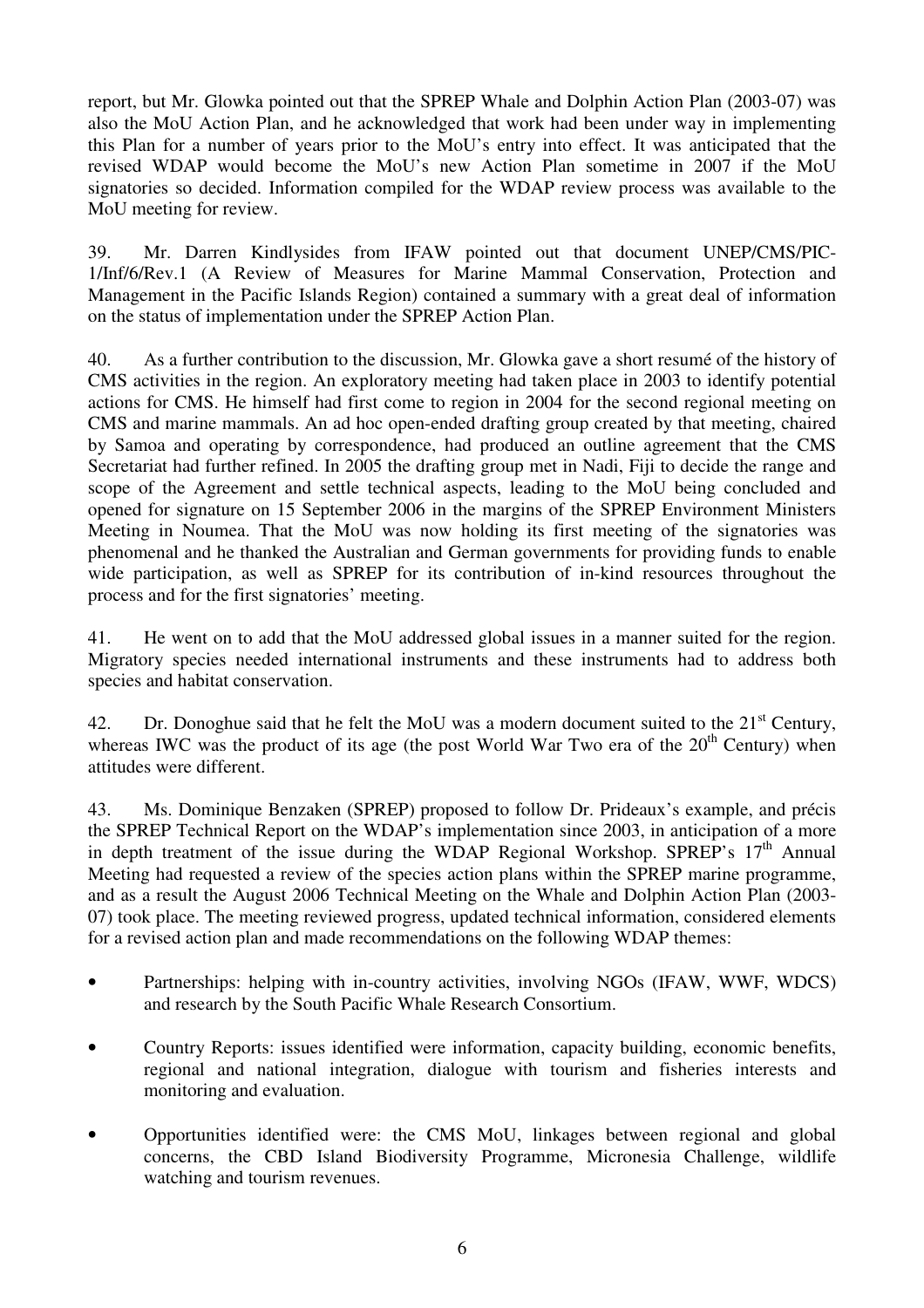report, but Mr. Glowka pointed out that the SPREP Whale and Dolphin Action Plan (2003-07) was also the MoU Action Plan, and he acknowledged that work had been under way in implementing this Plan for a number of years prior to the MoU's entry into effect. It was anticipated that the revised WDAP would become the MoU's new Action Plan sometime in 2007 if the MoU signatories so decided. Information compiled for the WDAP review process was available to the MoU meeting for review.

39. Mr. Darren Kindlysides from IFAW pointed out that document UNEP/CMS/PIC-1/Inf/6/Rev.1 (A Review of Measures for Marine Mammal Conservation, Protection and Management in the Pacific Islands Region) contained a summary with a great deal of information on the status of implementation under the SPREP Action Plan.

40. As a further contribution to the discussion, Mr. Glowka gave a short resumé of the history of CMS activities in the region. An exploratory meeting had taken place in 2003 to identify potential actions for CMS. He himself had first come to region in 2004 for the second regional meeting on CMS and marine mammals. An ad hoc open-ended drafting group created by that meeting, chaired by Samoa and operating by correspondence, had produced an outline agreement that the CMS Secretariat had further refined. In 2005 the drafting group met in Nadi, Fiji to decide the range and scope of the Agreement and settle technical aspects, leading to the MoU being concluded and opened for signature on 15 September 2006 in the margins of the SPREP Environment Ministers Meeting in Noumea. That the MoU was now holding its first meeting of the signatories was phenomenal and he thanked the Australian and German governments for providing funds to enable wide participation, as well as SPREP for its contribution of in-kind resources throughout the process and for the first signatories' meeting.

41. He went on to add that the MoU addressed global issues in a manner suited for the region. Migratory species needed international instruments and these instruments had to address both species and habitat conservation.

42. Dr. Donoghue said that he felt the MoU was a modern document suited to the 21st Century, whereas IWC was the product of its age (the post World War Two era of the 20th Century) when attitudes were different.

43. Ms. Dominique Benzaken (SPREP) proposed to follow Dr. Prideaux's example, and précis the SPREP Technical Report on the WDAP's implementation since 2003, in anticipation of a more in depth treatment of the issue during the WDAP Regional Workshop. SPREP's 17th Annual Meeting had requested a review of the species action plans within the SPREP marine programme, and as a result the August 2006 Technical Meeting on the Whale and Dolphin Action Plan (2003-07) took place. The meeting reviewed progress, updated technical information, considered elements for a revised action plan and made recommendations on the following WDAP themes:

- Partnerships: helping with in-country activities, involving NGOs (IFAW, WWF, WDCS) and research by the South Pacific Whale Research Consortium.
- Country Reports: issues identified were information, capacity building, economic benefits, regional and national integration, dialogue with tourism and fisheries interests and monitoring and evaluation.
- Opportunities identified were: the CMS MoU, linkages between regional and global concerns, the CBD Island Biodiversity Programme, Micronesia Challenge, wildlife watching and tourism revenues.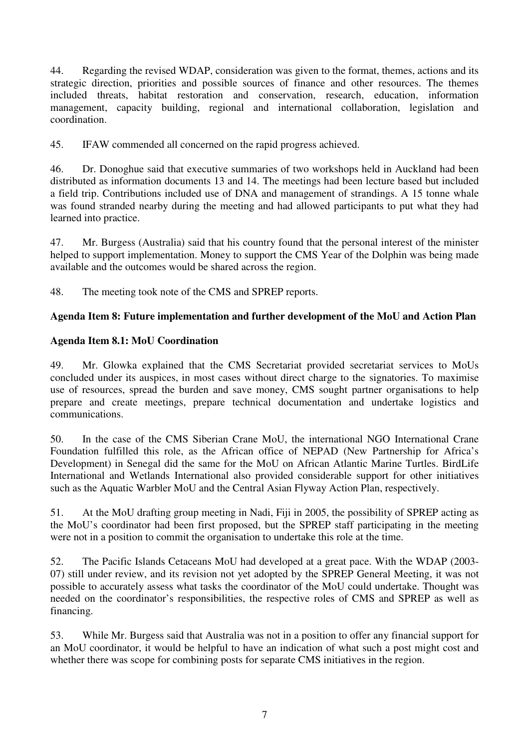44. Regarding the revised WDAP, consideration was given to the format, themes, actions and its strategic direction, priorities and possible sources of finance and other resources. The themes included threats, habitat restoration and conservation, research, education, information management, capacity building, regional and international collaboration, legislation and coordination.

45. IFAW commended all concerned on the rapid progress achieved.

46. Dr. Donoghue said that executive summaries of two workshops held in Auckland had been distributed as information documents 13 and 14. The meetings had been lecture based but included a field trip. Contributions included use of DNA and management of strandings. A 15 tonne whale was found stranded nearby during the meeting and had allowed participants to put what they had learned into practice.

47. Mr. Burgess (Australia) said that his country found that the personal interest of the minister helped to support implementation. Money to support the CMS Year of the Dolphin was being made available and the outcomes would be shared across the region.

48. The meeting took note of the CMS and SPREP reports.

**Agenda Item 8: Future implementation and further development of the MoU and Action Plan**

**Agenda Item 8.1: MoU Coordination**

49. Mr. Glowka explained that the CMS Secretariat provided secretariat services to MoUs concluded under its auspices, in most cases without direct charge to the signatories. To maximise use of resources, spread the burden and save money, CMS sought partner organisations to help prepare and create meetings, prepare technical documentation and undertake logistics and communications.

50. In the case of the CMS Siberian Crane MoU, the international NGO International Crane Foundation fulfilled this role, as the African office of NEPAD (New Partnership for Africa's Development) in Senegal did the same for the MoU on African Atlantic Marine Turtles. BirdLife International and Wetlands International also provided considerable support for other initiatives such as the Aquatic Warbler MoU and the Central Asian Flyway Action Plan, respectively.

51. At the MoU drafting group meeting in Nadi, Fiji in 2005, the possibility of SPREP acting as the MoU's coordinator had been first proposed, but the SPREP staff participating in the meeting were not in a position to commit the organisation to undertake this role at the time.

52. The Pacific Islands Cetaceans MoU had developed at a great pace. With the WDAP (2003-07) still under review, and its revision not yet adopted by the SPREP General Meeting, it was not possible to accurately assess what tasks the coordinator of the MoU could undertake. Thought was needed on the coordinator's responsibilities, the respective roles of CMS and SPREP as well as financing.

53. While Mr. Burgess said that Australia was not in a position to offer any financial support for an MoU coordinator, it would be helpful to have an indication of what such a post might cost and whether there was scope for combining posts for separate CMS initiatives in the region.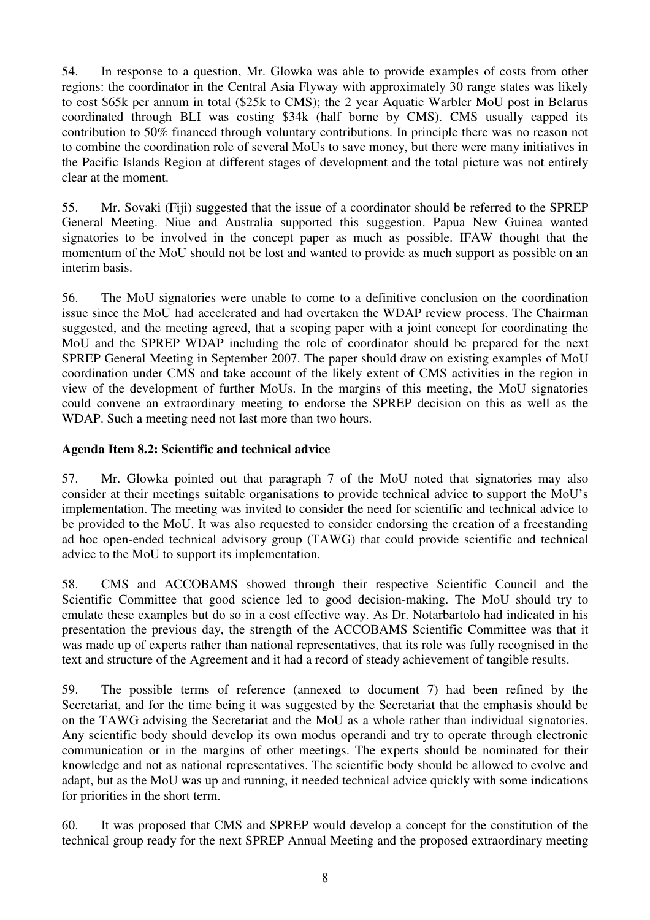54. In response to a question, Mr. Glowka was able to provide examples of costs from other regions: the coordinator in the Central Asia Flyway with approximately 30 range states was likely to cost $65k per annum in total ($25k to CMS); the 2 year Aquatic Warbler MoU post in Belarus coordinated through BLI was costing $34k (half borne by CMS). CMS usually capped its contribution to 50% financed through voluntary contributions. In principle there was no reason not to combine the coordination role of several MoUs to save money, but there were many initiatives in the Pacific Islands Region at different stages of development and the total picture was not entirely clear at the moment.

55. Mr. Sovaki (Fiji) suggested that the issue of a coordinator should be referred to the SPREP General Meeting. Niue and Australia supported this suggestion. Papua New Guinea wanted signatories to be involved in the concept paper as much as possible. IFAW thought that the momentum of the MoU should not be lost and wanted to provide as much support as possible on an interim basis.

56. The MoU signatories were unable to come to a definitive conclusion on the coordination issue since the MoU had accelerated and had overtaken the WDAP review process. The Chairman suggested, and the meeting agreed, that a scoping paper with a joint concept for coordinating the MoU and the SPREP WDAP including the role of coordinator should be prepared for the next SPREP General Meeting in September 2007. The paper should draw on existing examples of MoU coordination under CMS and take account of the likely extent of CMS activities in the region in view of the development of further MoUs. In the margins of this meeting, the MoU signatories could convene an extraordinary meeting to endorse the SPREP decision on this as well as the WDAP. Such a meeting need not last more than two hours.

**Agenda Item 8.2: Scientific and technical advice**

57. Mr. Glowka pointed out that paragraph 7 of the MoU noted that signatories may also consider at their meetings suitable organisations to provide technical advice to support the MoU's implementation. The meeting was invited to consider the need for scientific and technical advice to be provided to the MoU. It was also requested to consider endorsing the creation of a freestanding ad hoc open-ended technical advisory group (TAWG) that could provide scientific and technical advice to the MoU to support its implementation.

58. CMS and ACCOBAMS showed through their respective Scientific Council and the Scientific Committee that good science led to good decision-making. The MoU should try to emulate these examples but do so in a cost effective way. As Dr. Notarbartolo had indicated in his presentation the previous day, the strength of the ACCOBAMS Scientific Committee was that it was made up of experts rather than national representatives, that its role was fully recognised in the text and structure of the Agreement and it had a record of steady achievement of tangible results.

59. The possible terms of reference (annexed to document 7) had been refined by the Secretariat, and for the time being it was suggested by the Secretariat that the emphasis should be on the TAWG advising the Secretariat and the MoU as a whole rather than individual signatories. Any scientific body should develop its own modus operandi and try to operate through electronic communication or in the margins of other meetings. The experts should be nominated for their knowledge and not as national representatives. The scientific body should be allowed to evolve and adapt, but as the MoU was up and running, it needed technical advice quickly with some indications for priorities in the short term.

60. It was proposed that CMS and SPREP would develop a concept for the constitution of the technical group ready for the next SPREP Annual Meeting and the proposed extraordinary meeting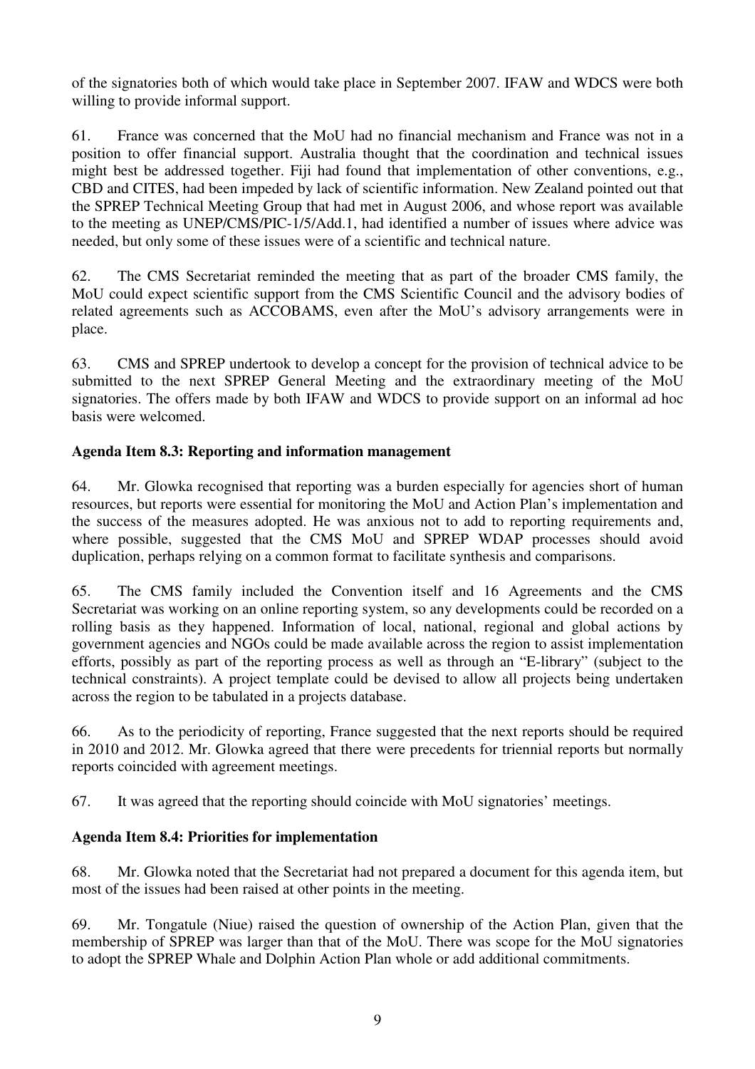of the signatories both of which would take place in September 2007. IFAW and WDCS were both willing to provide informal support.

61. France was concerned that the MoU had no financial mechanism and France was not in a position to offer financial support. Australia thought that the coordination and technical issues might best be addressed together. Fiji had found that implementation of other conventions, e.g., CBD and CITES, had been impeded by lack of scientific information. New Zealand pointed out that the SPREP Technical Meeting Group that had met in August 2006, and whose report was available to the meeting as UNEP/CMS/PIC-1/5/Add.1, had identified a number of issues where advice was needed, but only some of these issues were of a scientific and technical nature.

62. The CMS Secretariat reminded the meeting that as part of the broader CMS family, the MoU could expect scientific support from the CMS Scientific Council and the advisory bodies of related agreements such as ACCOBAMS, even after the MoU's advisory arrangements were in place.

63. CMS and SPREP undertook to develop a concept for the provision of technical advice to be submitted to the next SPREP General Meeting and the extraordinary meeting of the MoU signatories. The offers made by both IFAW and WDCS to provide support on an informal ad hoc basis were welcomed.

**Agenda Item 8.3: Reporting and information management**

64. Mr. Glowka recognised that reporting was a burden especially for agencies short of human resources, but reports were essential for monitoring the MoU and Action Plan's implementation and the success of the measures adopted. He was anxious not to add to reporting requirements and, where possible, suggested that the CMS MoU and SPREP WDAP processes should avoid duplication, perhaps relying on a common format to facilitate synthesis and comparisons.

65. The CMS family included the Convention itself and 16 Agreements and the CMS Secretariat was working on an online reporting system, so any developments could be recorded on a rolling basis as they happened. Information of local, national, regional and global actions by government agencies and NGOs could be made available across the region to assist implementation efforts, possibly as part of the reporting process as well as through an "E-library" (subject to the technical constraints). A project template could be devised to allow all projects being undertaken across the region to be tabulated in a projects database.

66. As to the periodicity of reporting, France suggested that the next reports should be required in 2010 and 2012. Mr. Glowka agreed that there were precedents for triennial reports but normally reports coincided with agreement meetings.

67. It was agreed that the reporting should coincide with MoU signatories' meetings.

**Agenda Item 8.4: Priorities for implementation**

68. Mr. Glowka noted that the Secretariat had not prepared a document for this agenda item, but most of the issues had been raised at other points in the meeting.

69. Mr. Tongatule (Niue) raised the question of ownership of the Action Plan, given that the membership of SPREP was larger than that of the MoU. There was scope for the MoU signatories to adopt the SPREP Whale and Dolphin Action Plan whole or add additional commitments.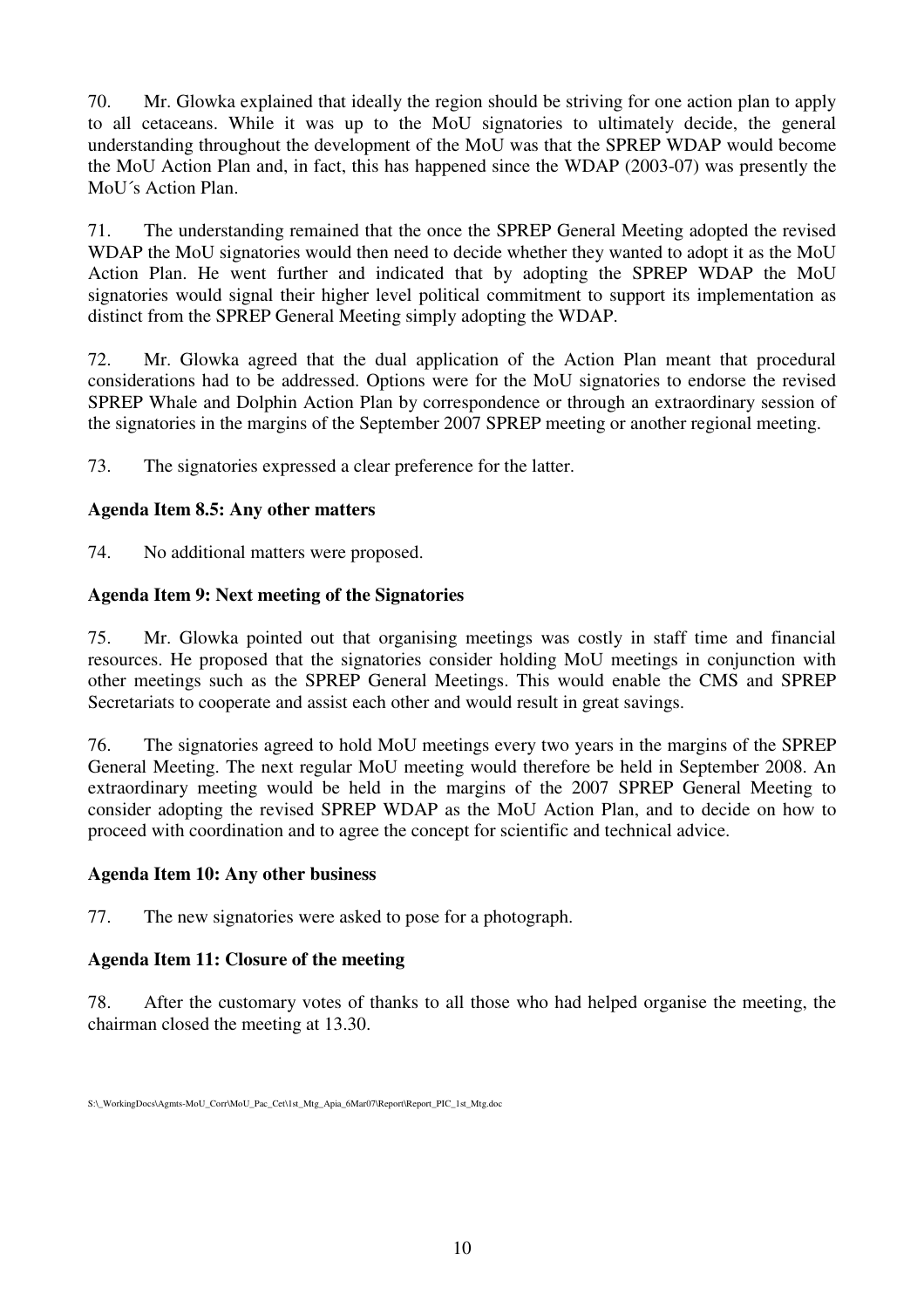70. Mr. Glowka explained that ideally the region should be striving for one action plan to apply to all cetaceans. While it was up to the MoU signatories to ultimately decide, the general understanding throughout the development of the MoU was that the SPREP WDAP would become the MoU Action Plan and, in fact, this has happened since the WDAP (2003-07) was presently the MoU´s Action Plan.

71. The understanding remained that the once the SPREP General Meeting adopted the revised WDAP the MoU signatories would then need to decide whether they wanted to adopt it as the MoU Action Plan. He went further and indicated that by adopting the SPREP WDAP the MoU signatories would signal their higher level political commitment to support its implementation as distinct from the SPREP General Meeting simply adopting the WDAP.

72. Mr. Glowka agreed that the dual application of the Action Plan meant that procedural considerations had to be addressed. Options were for the MoU signatories to endorse the revised SPREP Whale and Dolphin Action Plan by correspondence or through an extraordinary session of the signatories in the margins of the September 2007 SPREP meeting or another regional meeting.

73. The signatories expressed a clear preference for the latter.

**Agenda Item 8.5: Any other matters**

74. No additional matters were proposed.

**Agenda Item 9: Next meeting of the Signatories**

75. Mr. Glowka pointed out that organising meetings was costly in staff time and financial resources. He proposed that the signatories consider holding MoU meetings in conjunction with other meetings such as the SPREP General Meetings. This would enable the CMS and SPREP Secretariats to cooperate and assist each other and would result in great savings.

76. The signatories agreed to hold MoU meetings every two years in the margins of the SPREP General Meeting. The next regular MoU meeting would therefore be held in September 2008. An extraordinary meeting would be held in the margins of the 2007 SPREP General Meeting to consider adopting the revised SPREP WDAP as the MoU Action Plan, and to decide on how to proceed with coordination and to agree the concept for scientific and technical advice.

**Agenda Item 10: Any other business**

77. The new signatories were asked to pose for a photograph.

**Agenda Item 11: Closure of the meeting**

78. After the customary votes of thanks to all those who had helped organise the meeting, the chairman closed the meeting at 13.30.

S:\_WorkingDocs\Agmts-MoU_Corr\MoU_Pac_Cet\1st_Mtg_Apia_6Mar07\Report\Report_PIC_1st_Mtg.doc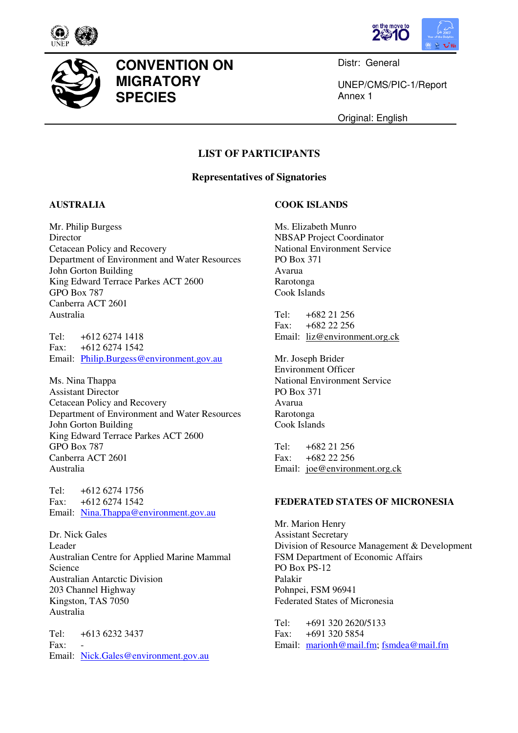# CONVENTION ON MIGRATORY SPECIES

Distr: General

UNEP/CMS/PIC-1/Report
Annex 1

Original: English

## LIST OF PARTICIPANTS

### Representatives of Signatories

**AUSTRALIA**

Mr. Philip Burgess
Director
Cetacean Policy and Recovery
Department of Environment and Water Resources
John Gorton Building
King Edward Terrace Parkes ACT 2600
GPO Box 787
Canberra ACT 2601
Australia

Tel: +612 6274 1418
Fax: +612 6274 1542
Email: Philip.Burgess@environment.gov.au

Ms. Nina Thappa
Assistant Director
Cetacean Policy and Recovery
Department of Environment and Water Resources
John Gorton Building
King Edward Terrace Parkes ACT 2600
GPO Box 787
Canberra ACT 2601
Australia

Tel: +612 6274 1756
Fax: +612 6274 1542
Email: Nina.Thappa@environment.gov.au

Dr. Nick Gales
Leader
Australian Centre for Applied Marine Mammal Science
Australian Antarctic Division
203 Channel Highway
Kingston, TAS 7050
Australia

Tel: +613 6232 3437
Fax: -
Email: Nick.Gales@environment.gov.au

**COOK ISLANDS**

Ms. Elizabeth Munro
NBSAP Project Coordinator
National Environment Service
PO Box 371
Avarua
Rarotonga
Cook Islands

Tel: +682 21 256
Fax: +682 22 256
Email: liz@environment.org.ck

Mr. Joseph Brider
Environment Officer
National Environment Service
PO Box 371
Avarua
Rarotonga
Cook Islands

Tel: +682 21 256
Fax: +682 22 256
Email: joe@environment.org.ck

**FEDERATED STATES OF MICRONESIA**

Mr. Marion Henry
Assistant Secretary
Division of Resource Management & Development
FSM Department of Economic Affairs
PO Box PS-12
Palakir
Pohnpei, FSM 96941
Federated States of Micronesia

Tel: +691 320 2620/5133
Fax: +691 320 5854
Email: marionh@mail.fm; fsmdea@mail.fm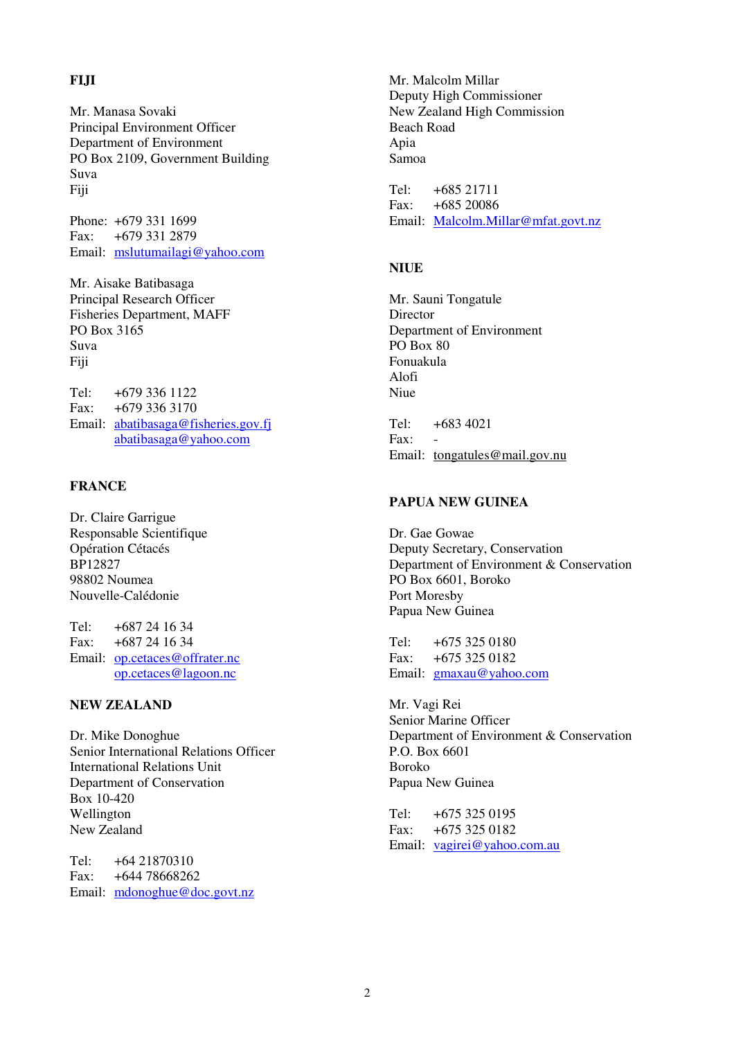**FIJI**

Mr. Manasa Sovaki
Principal Environment Officer
Department of Environment
PO Box 2109, Government Building
Suva
Fiji

Phone: +679 331 1699
Fax: +679 331 2879
Email: mslutumailagi@yahoo.com

Mr. Aisake Batibasaga
Principal Research Officer
Fisheries Department, MAFF
PO Box 3165
Suva
Fiji

Tel: +679 336 1122
Fax: +679 336 3170
Email: abatibasaga@fisheries.gov.fj
abatibasaga@yahoo.com

**FRANCE**

Dr. Claire Garrigue
Responsable Scientifique
Opération Cétacés
BP12827
98802 Noumea
Nouvelle-Calédonie

Tel: +687 24 16 34
Fax: +687 24 16 34
Email: op.cetaces@offrater.nc
op.cetaces@lagoon.nc

**NEW ZEALAND**

Dr. Mike Donoghue
Senior International Relations Officer
International Relations Unit
Department of Conservation
Box 10-420
Wellington
New Zealand

Tel: +64 21870310
Fax: +644 78668262
Email: mdonoghue@doc.govt.nz

Mr. Malcolm Millar
Deputy High Commissioner
New Zealand High Commission
Beach Road
Apia
Samoa

Tel: +685 21711
Fax: +685 20086
Email: Malcolm.Millar@mfat.govt.nz

**NIUE**

Mr. Sauni Tongatule
Director
Department of Environment
PO Box 80
Fonuakula
Alofi
Niue

Tel: +683 4021
Fax: -
Email: tongatules@mail.gov.nu

**PAPUA NEW GUINEA**

Dr. Gae Gowae
Deputy Secretary, Conservation
Department of Environment & Conservation
PO Box 6601, Boroko
Port Moresby
Papua New Guinea

Tel: +675 325 0180
Fax: +675 325 0182
Email: gmaxau@yahoo.com

Mr. Vagi Rei
Senior Marine Officer
Department of Environment & Conservation
P.O. Box 6601
Boroko
Papua New Guinea

Tel: +675 325 0195
Fax: +675 325 0182
Email: vagirei@yahoo.com.au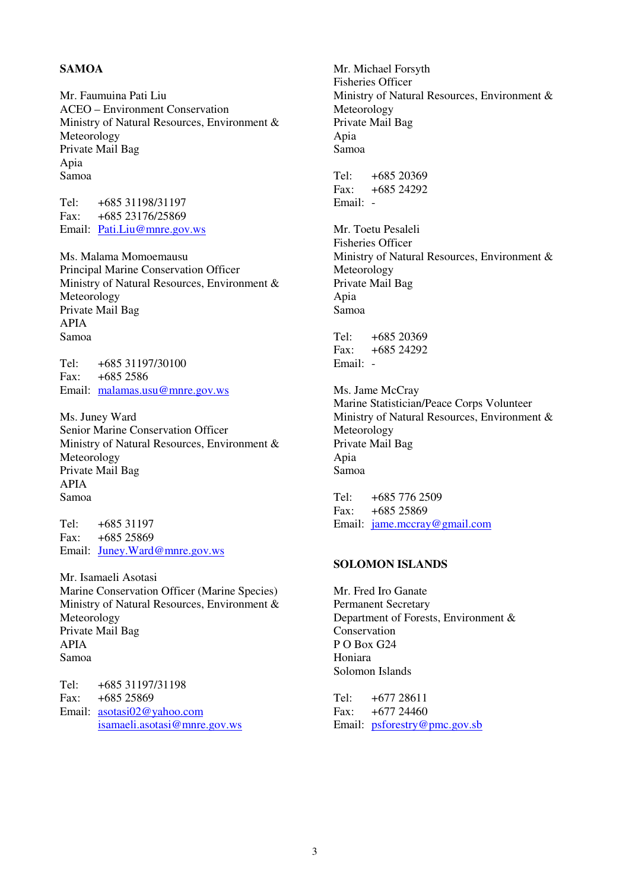**SAMOA**

Mr. Faumuina Pati Liu
ACEO – Environment Conservation
Ministry of Natural Resources, Environment & Meteorology
Private Mail Bag
Apia
Samoa

Tel: +685 31198/31197
Fax: +685 23176/25869
Email: Pati.Liu@mnre.gov.ws

Ms. Malama Momoemausu
Principal Marine Conservation Officer
Ministry of Natural Resources, Environment & Meteorology
Private Mail Bag
APIA
Samoa

Tel: +685 31197/30100
Fax: +685 2586
Email: malamas.usu@mnre.gov.ws

Ms. Juney Ward
Senior Marine Conservation Officer
Ministry of Natural Resources, Environment & Meteorology
Private Mail Bag
APIA
Samoa

Tel: +685 31197
Fax: +685 25869
Email: Juney.Ward@mnre.gov.ws

Mr. Isamaeli Asotasi
Marine Conservation Officer (Marine Species)
Ministry of Natural Resources, Environment & Meteorology
Private Mail Bag
APIA
Samoa

Tel: +685 31197/31198
Fax: +685 25869
Email: asotasi02@yahoo.com
isamaeli.asotasi@mnre.gov.ws

Mr. Michael Forsyth
Fisheries Officer
Ministry of Natural Resources, Environment & Meteorology
Private Mail Bag
Apia
Samoa

Tel: +685 20369
Fax: +685 24292
Email: -

Mr. Toetu Pesaleli
Fisheries Officer
Ministry of Natural Resources, Environment & Meteorology
Private Mail Bag
Apia
Samoa

Tel: +685 20369
Fax: +685 24292
Email: -

Ms. Jame McCray
Marine Statistician/Peace Corps Volunteer
Ministry of Natural Resources, Environment & Meteorology
Private Mail Bag
Apia
Samoa

Tel: +685 776 2509
Fax: +685 25869
Email: jame.mccray@gmail.com

**SOLOMON ISLANDS**

Mr. Fred Iro Ganate
Permanent Secretary
Department of Forests, Environment & Conservation
P O Box G24
Honiara
Solomon Islands

Tel: +677 28611
Fax: +677 24460
Email: psforestry@pmc.gov.sb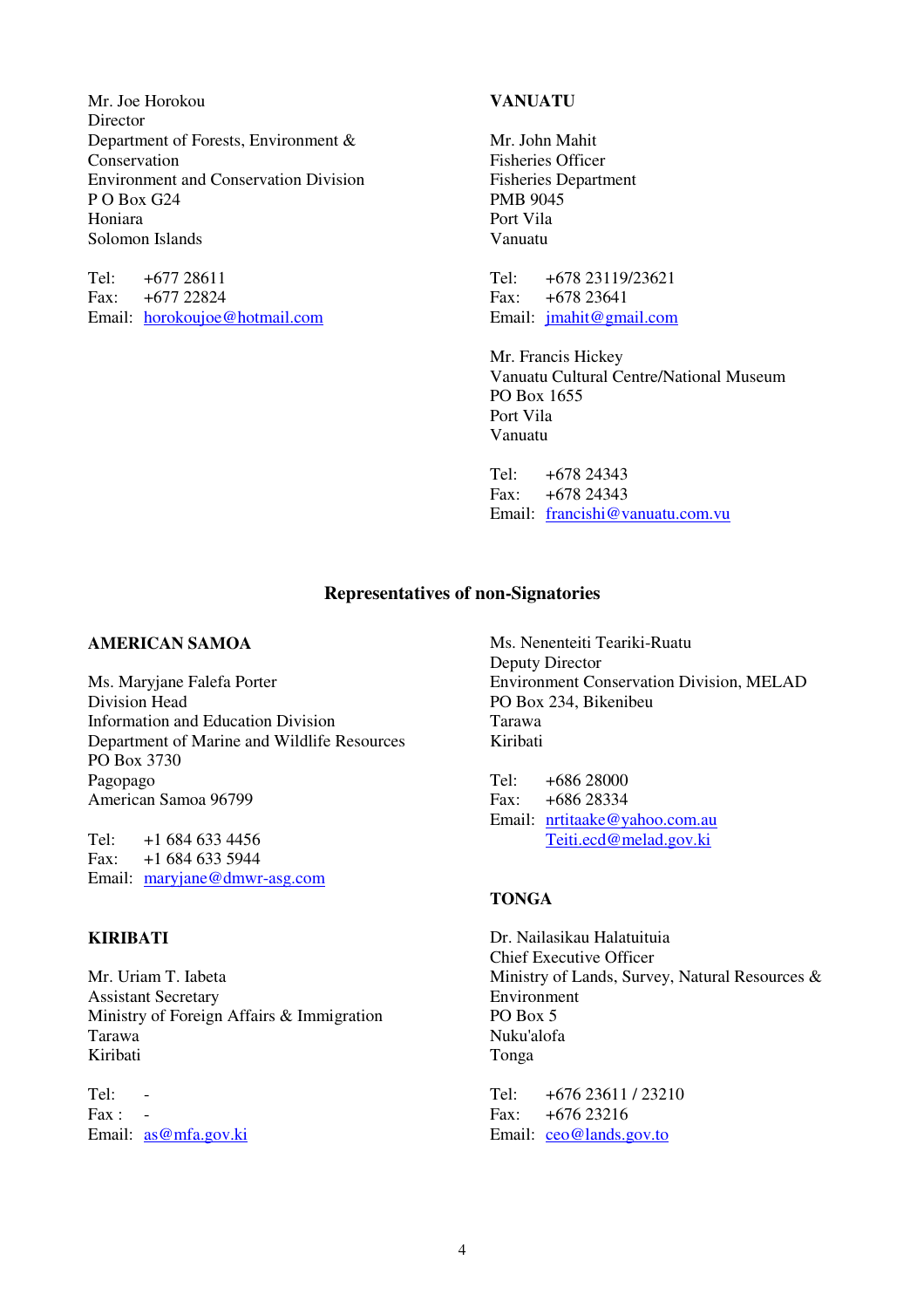Mr. Joe Horokou
Director
Department of Forests, Environment & Conservation
Environment and Conservation Division
P O Box G24
Honiara
Solomon Islands

Tel: +677 28611
Fax: +677 22824
Email: horokoujoe@hotmail.com

**VANUATU**

Mr. John Mahit
Fisheries Officer
Fisheries Department
PMB 9045
Port Vila
Vanuatu

Tel: +678 23119/23621
Fax: +678 23641
Email: jmahit@gmail.com

Mr. Francis Hickey
Vanuatu Cultural Centre/National Museum
PO Box 1655
Port Vila
Vanuatu

Tel: +678 24343
Fax: +678 24343
Email: francishi@vanuatu.com.vu

## Representatives of non-Signatories

**AMERICAN SAMOA**

Ms. Maryjane Falefa Porter
Division Head
Information and Education Division
Department of Marine and Wildlife Resources
PO Box 3730
Pagopago
American Samoa 96799

Tel: +1 684 633 4456
Fax: +1 684 633 5944
Email: maryjane@dmwr-asg.com

**KIRIBATI**

Mr. Uriam T. Iabeta
Assistant Secretary
Ministry of Foreign Affairs & Immigration
Tarawa
Kiribati

Tel: -
Fax : -
Email: as@mfa.gov.ki

Ms. Nenenteiti Teariki-Ruatu
Deputy Director
Environment Conservation Division, MELAD
PO Box 234, Bikenibeu
Tarawa
Kiribati

Tel: +686 28000
Fax: +686 28334
Email: nrtitaake@yahoo.com.au
Teiti.ecd@melad.gov.ki

**TONGA**

Dr. Nailasikau Halatuituia
Chief Executive Officer
Ministry of Lands, Survey, Natural Resources & Environment
PO Box 5
Nuku'alofa
Tonga

Tel: +676 23611 / 23210
Fax: +676 23216
Email: ceo@lands.gov.to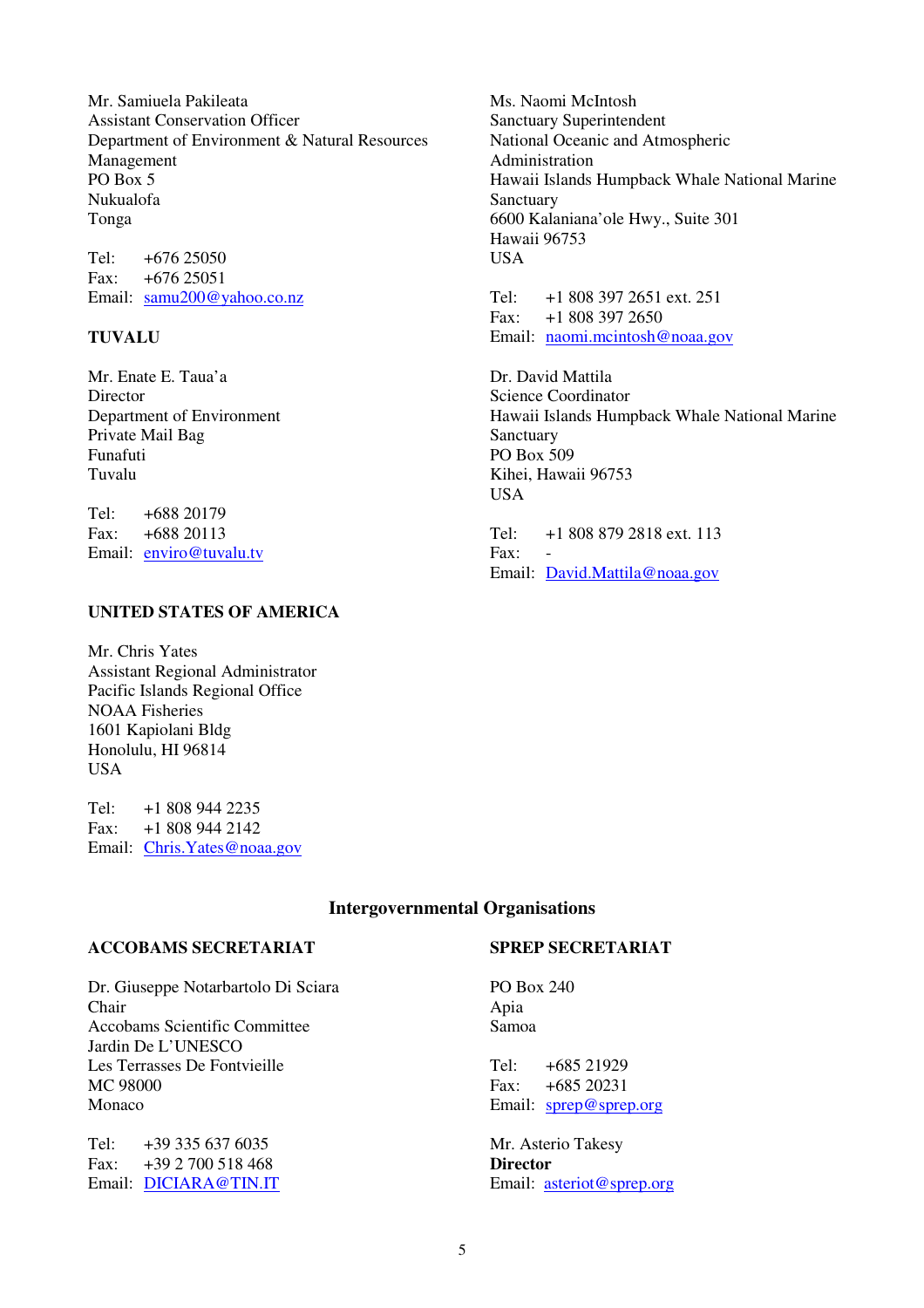Mr. Samiuela Pakileata
Assistant Conservation Officer
Department of Environment & Natural Resources Management
PO Box 5
Nukualofa
Tonga

Tel: +676 25050
Fax: +676 25051
Email: samu200@yahoo.co.nz

**TUVALU**

Mr. Enate E. Taua'a
Director
Department of Environment
Private Mail Bag
Funafuti
Tuvalu

Tel: +688 20179
Fax: +688 20113
Email: enviro@tuvalu.tv

**UNITED STATES OF AMERICA**

Mr. Chris Yates
Assistant Regional Administrator
Pacific Islands Regional Office
NOAA Fisheries
1601 Kapiolani Bldg
Honolulu, HI 96814
USA

Tel: +1 808 944 2235
Fax: +1 808 944 2142
Email: Chris.Yates@noaa.gov

Ms. Naomi McIntosh
Sanctuary Superintendent
National Oceanic and Atmospheric Administration
Hawaii Islands Humpback Whale National Marine Sanctuary
6600 Kalaniana'ole Hwy., Suite 301
Hawaii 96753
USA

Tel: +1 808 397 2651 ext. 251
Fax: +1 808 397 2650
Email: naomi.mcintosh@noaa.gov

Dr. David Mattila
Science Coordinator
Hawaii Islands Humpback Whale National Marine Sanctuary
PO Box 509
Kihei, Hawaii 96753
USA

Tel: +1 808 879 2818 ext. 113
Fax: -
Email: David.Mattila@noaa.gov

## Intergovernmental Organisations

**ACCOBAMS SECRETARIAT**

Dr. Giuseppe Notarbartolo Di Sciara
Chair
Accobams Scientific Committee
Jardin De L'UNESCO
Les Terrasses De Fontvieille
MC 98000
Monaco

Tel: +39 335 637 6035
Fax: +39 2 700 518 468
Email: DICIARA@TIN.IT

**SPREP SECRETARIAT**

PO Box 240
Apia
Samoa

Tel: +685 21929
Fax: +685 20231
Email: sprep@sprep.org

Mr. Asterio Takesy
**Director**
Email: asteriot@sprep.org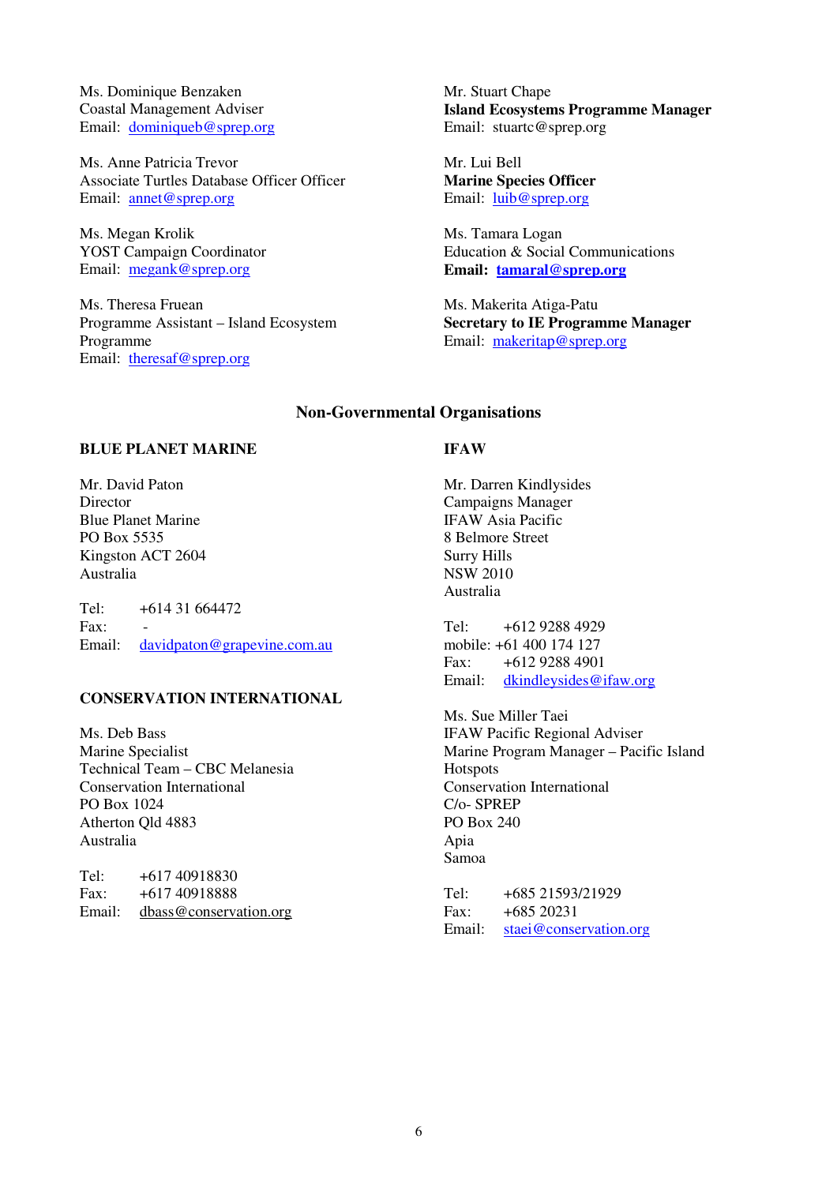Ms. Dominique Benzaken
Coastal Management Adviser
Email: dominiqueb@sprep.org

Ms. Anne Patricia Trevor
Associate Turtles Database Officer Officer
Email: annet@sprep.org

Ms. Megan Krolik
YOST Campaign Coordinator
Email: megank@sprep.org

Ms. Theresa Fruean
Programme Assistant – Island Ecosystem Programme
Email: theresaf@sprep.org

Mr. Stuart Chape
**Island Ecosystems Programme Manager**
Email: stuartc@sprep.org

Mr. Lui Bell
**Marine Species Officer**
Email: luib@sprep.org

Ms. Tamara Logan
Education & Social Communications
**Email: tamaral@sprep.org**

Ms. Makerita Atiga-Patu
**Secretary to IE Programme Manager**
Email: makeritap@sprep.org

## Non-Governmental Organisations

### BLUE PLANET MARINE

Mr. David Paton
Director
Blue Planet Marine
PO Box 5535
Kingston ACT 2604
Australia

Tel: +614 31 664472
Fax: -
Email: davidpaton@grapevine.com.au

### CONSERVATION INTERNATIONAL

Ms. Deb Bass
Marine Specialist
Technical Team – CBC Melanesia
Conservation International
PO Box 1024
Atherton Qld 4883
Australia

Tel: +617 40918830
Fax: +617 40918888
Email: dbass@conservation.org

### IFAW

Mr. Darren Kindlysides
Campaigns Manager
IFAW Asia Pacific
8 Belmore Street
Surry Hills
NSW 2010
Australia

Tel: +612 9288 4929
mobile: +61 400 174 127
Fax: +612 9288 4901
Email: dkindleysides@ifaw.org

Ms. Sue Miller Taei
IFAW Pacific Regional Adviser
Marine Program Manager – Pacific Island Hotspots
Conservation International
C/o- SPREP
PO Box 240
Apia
Samoa

Tel: +685 21593/21929
Fax: +685 20231
Email: staei@conservation.org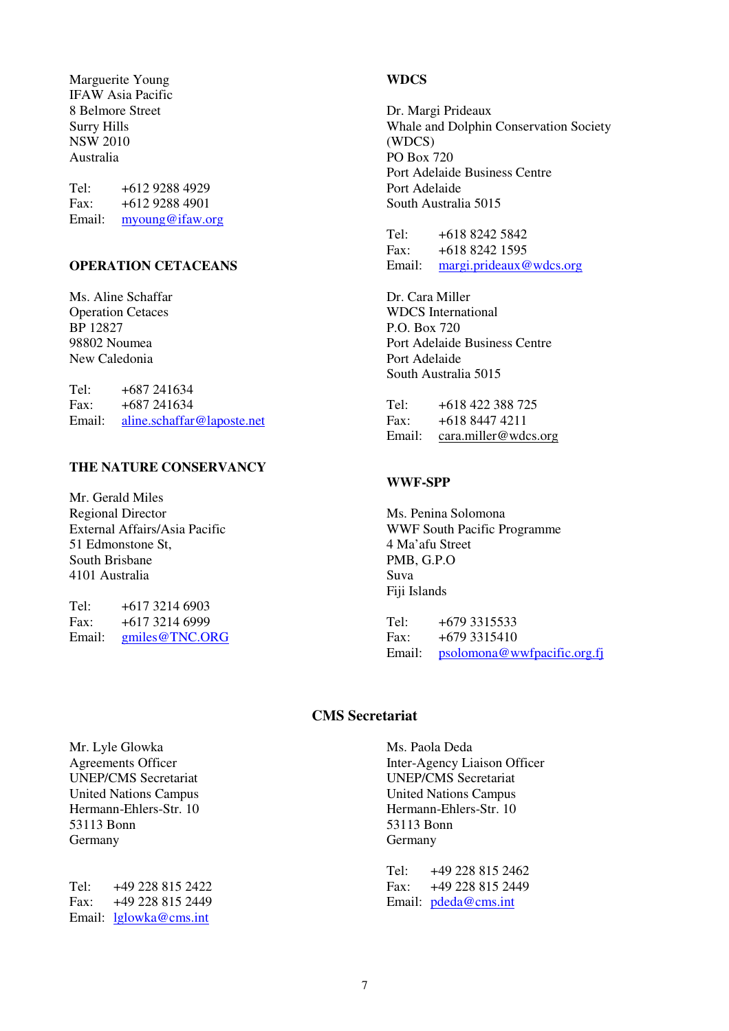Marguerite Young
IFAW Asia Pacific
8 Belmore Street
Surry Hills
NSW 2010
Australia

Tel: +612 9288 4929
Fax: +612 9288 4901
Email: myoung@ifaw.org

**OPERATION CETACEANS**

Ms. Aline Schaffar
Operation Cetaces
BP 12827
98802 Noumea
New Caledonia

Tel: +687 241634
Fax: +687 241634
Email: aline.schaffar@laposte.net

**THE NATURE CONSERVANCY**

Mr. Gerald Miles
Regional Director
External Affairs/Asia Pacific
51 Edmonstone St,
South Brisbane
4101 Australia

Tel: +617 3214 6903
Fax: +617 3214 6999
Email: gmiles@TNC.ORG

**WDCS**

Dr. Margi Prideaux
Whale and Dolphin Conservation Society (WDCS)
PO Box 720
Port Adelaide Business Centre
Port Adelaide
South Australia 5015

Tel: +618 8242 5842
Fax: +618 8242 1595
Email: margi.prideaux@wdcs.org

Dr. Cara Miller
WDCS International
P.O. Box 720
Port Adelaide Business Centre
Port Adelaide
South Australia 5015

Tel: +618 422 388 725
Fax: +618 8447 4211
Email: cara.miller@wdcs.org

**WWF-SPP**

Ms. Penina Solomona
WWF South Pacific Programme
4 Ma'afu Street
PMB, G.P.O
Suva
Fiji Islands

Tel: +679 3315533
Fax: +679 3315410
Email: psolomona@wwfpacific.org.fj

## CMS Secretariat

Mr. Lyle Glowka
Agreements Officer
UNEP/CMS Secretariat
United Nations Campus
Hermann-Ehlers-Str. 10
53113 Bonn
Germany

Tel: +49 228 815 2422
Fax: +49 228 815 2449
Email: lglowka@cms.int

Ms. Paola Deda
Inter-Agency Liaison Officer
UNEP/CMS Secretariat
United Nations Campus
Hermann-Ehlers-Str. 10
53113 Bonn
Germany

Tel: +49 228 815 2462
Fax: +49 228 815 2449
Email: pdeda@cms.int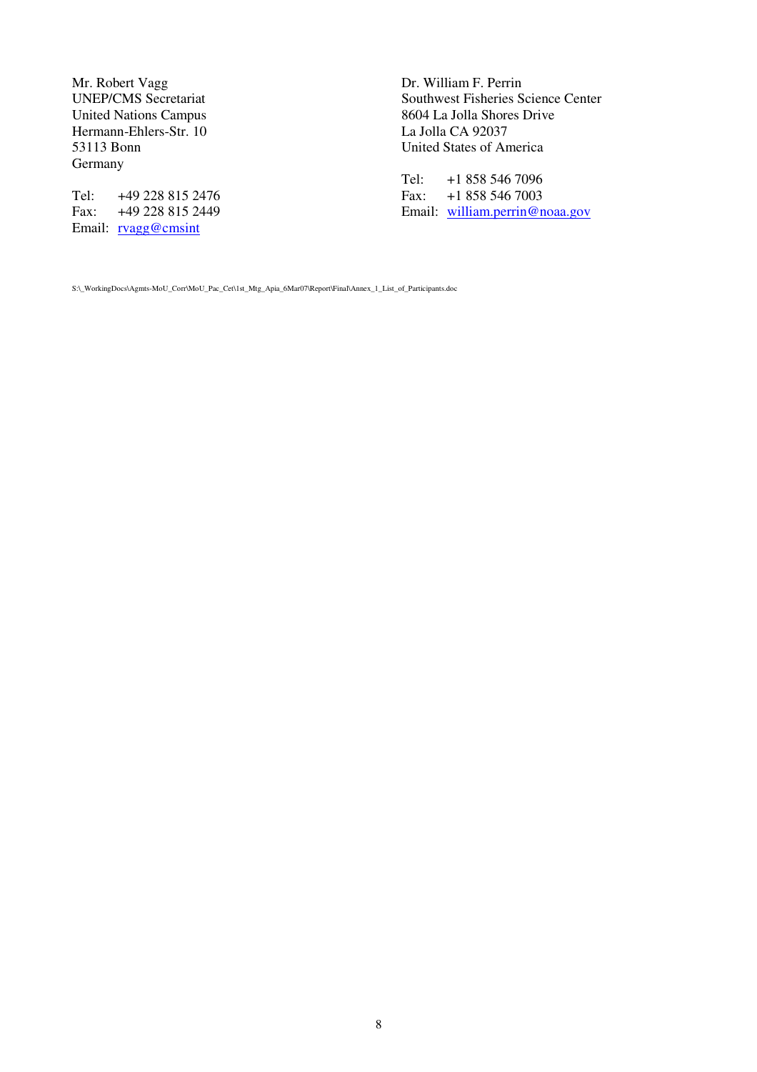Mr. Robert Vagg
UNEP/CMS Secretariat
United Nations Campus
Hermann-Ehlers-Str. 10
53113 Bonn
Germany

Tel: +49 228 815 2476
Fax: +49 228 815 2449
Email: rvagg@cmsint

Dr. William F. Perrin
Southwest Fisheries Science Center
8604 La Jolla Shores Drive
La Jolla CA 92037
United States of America

Tel: +1 858 546 7096
Fax: +1 858 546 7003
Email: william.perrin@noaa.gov

S:\_WorkingDocs\Agmts-MoU_Corr\MoU_Pac_Cet\1st_Mtg_Apia_6Mar07\Report\Final\Annex_1_List_of_Participants.doc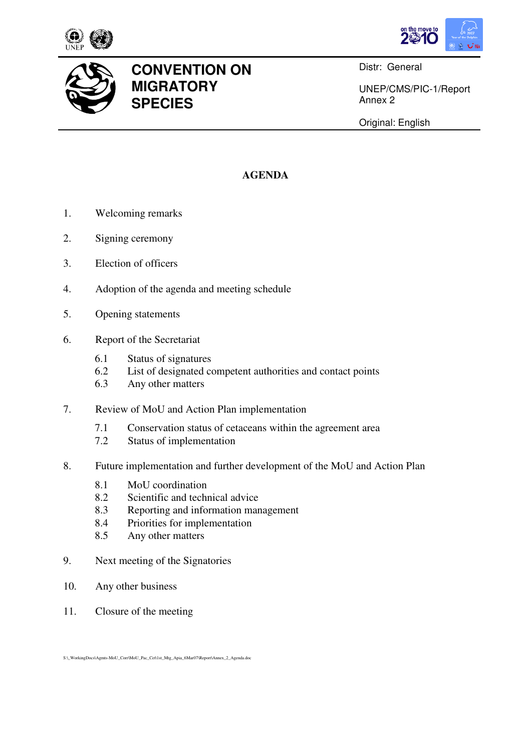**CONVENTION ON MIGRATORY SPECIES**

Distr: General

UNEP/CMS/PIC-1/Report
Annex 2

Original: English

# AGENDA

1. Welcoming remarks

2. Signing ceremony

3. Election of officers

4. Adoption of the agenda and meeting schedule

5. Opening statements

6. Report of the Secretariat

   6.1 Status of signatures
   6.2 List of designated competent authorities and contact points
   6.3 Any other matters

7. Review of MoU and Action Plan implementation

   7.1 Conservation status of cetaceans within the agreement area
   7.2 Status of implementation

8. Future implementation and further development of the MoU and Action Plan

   8.1 MoU coordination
   8.2 Scientific and technical advice
   8.3 Reporting and information management
   8.4 Priorities for implementation
   8.5 Any other matters

9. Next meeting of the Signatories

10. Any other business

11. Closure of the meeting

S:\_WorkingDocs\Agmts-MoU_Corr\MoU_Pac_Cet\1st_Mtg_Apia_6Mar07\Report\Annex_2_Agenda.doc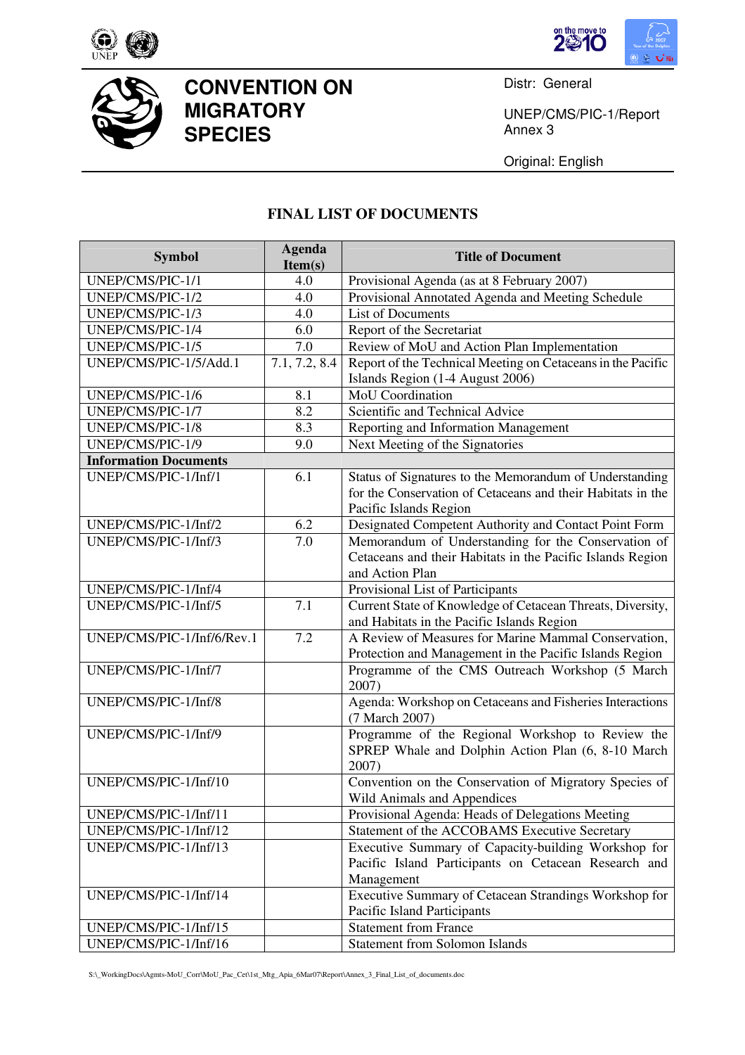# CONVENTION ON MIGRATORY SPECIES

Distr: General

UNEP/CMS/PIC-1/Report
Annex 3

Original: English

## FINAL LIST OF DOCUMENTS

| Symbol | Agenda Item(s) | Title of Document |
|---|---|---|
| UNEP/CMS/PIC-1/1 | 4.0 | Provisional Agenda (as at 8 February 2007) |
| UNEP/CMS/PIC-1/2 | 4.0 | Provisional Annotated Agenda and Meeting Schedule |
| UNEP/CMS/PIC-1/3 | 4.0 | List of Documents |
| UNEP/CMS/PIC-1/4 | 6.0 | Report of the Secretariat |
| UNEP/CMS/PIC-1/5 | 7.0 | Review of MoU and Action Plan Implementation |
| UNEP/CMS/PIC-1/5/Add.1 | 7.1, 7.2, 8.4 | Report of the Technical Meeting on Cetaceans in the Pacific Islands Region (1-4 August 2006) |
| UNEP/CMS/PIC-1/6 | 8.1 | MoU Coordination |
| UNEP/CMS/PIC-1/7 | 8.2 | Scientific and Technical Advice |
| UNEP/CMS/PIC-1/8 | 8.3 | Reporting and Information Management |
| UNEP/CMS/PIC-1/9 | 9.0 | Next Meeting of the Signatories |
| **Information Documents** | | |
| UNEP/CMS/PIC-1/Inf/1 | 6.1 | Status of Signatures to the Memorandum of Understanding for the Conservation of Cetaceans and their Habitats in the Pacific Islands Region |
| UNEP/CMS/PIC-1/Inf/2 | 6.2 | Designated Competent Authority and Contact Point Form |
| UNEP/CMS/PIC-1/Inf/3 | 7.0 | Memorandum of Understanding for the Conservation of Cetaceans and their Habitats in the Pacific Islands Region and Action Plan |
| UNEP/CMS/PIC-1/Inf/4 | | Provisional List of Participants |
| UNEP/CMS/PIC-1/Inf/5 | 7.1 | Current State of Knowledge of Cetacean Threats, Diversity, and Habitats in the Pacific Islands Region |
| UNEP/CMS/PIC-1/Inf/6/Rev.1 | 7.2 | A Review of Measures for Marine Mammal Conservation, Protection and Management in the Pacific Islands Region |
| UNEP/CMS/PIC-1/Inf/7 | | Programme of the CMS Outreach Workshop (5 March 2007) |
| UNEP/CMS/PIC-1/Inf/8 | | Agenda: Workshop on Cetaceans and Fisheries Interactions (7 March 2007) |
| UNEP/CMS/PIC-1/Inf/9 | | Programme of the Regional Workshop to Review the SPREP Whale and Dolphin Action Plan (6, 8-10 March 2007) |
| UNEP/CMS/PIC-1/Inf/10 | | Convention on the Conservation of Migratory Species of Wild Animals and Appendices |
| UNEP/CMS/PIC-1/Inf/11 | | Provisional Agenda: Heads of Delegations Meeting |
| UNEP/CMS/PIC-1/Inf/12 | | Statement of the ACCOBAMS Executive Secretary |
| UNEP/CMS/PIC-1/Inf/13 | | Executive Summary of Capacity-building Workshop for Pacific Island Participants on Cetacean Research and Management |
| UNEP/CMS/PIC-1/Inf/14 | | Executive Summary of Cetacean Strandings Workshop for Pacific Island Participants |
| UNEP/CMS/PIC-1/Inf/15 | | Statement from France |
| UNEP/CMS/PIC-1/Inf/16 | | Statement from Solomon Islands |

S:\_WorkingDocs\Agmts-MoU_Corr\MoU_Pac_Cet\1st_Mtg_Apia_6Mar07\Report\Annex_3_Final_List_of_documents.doc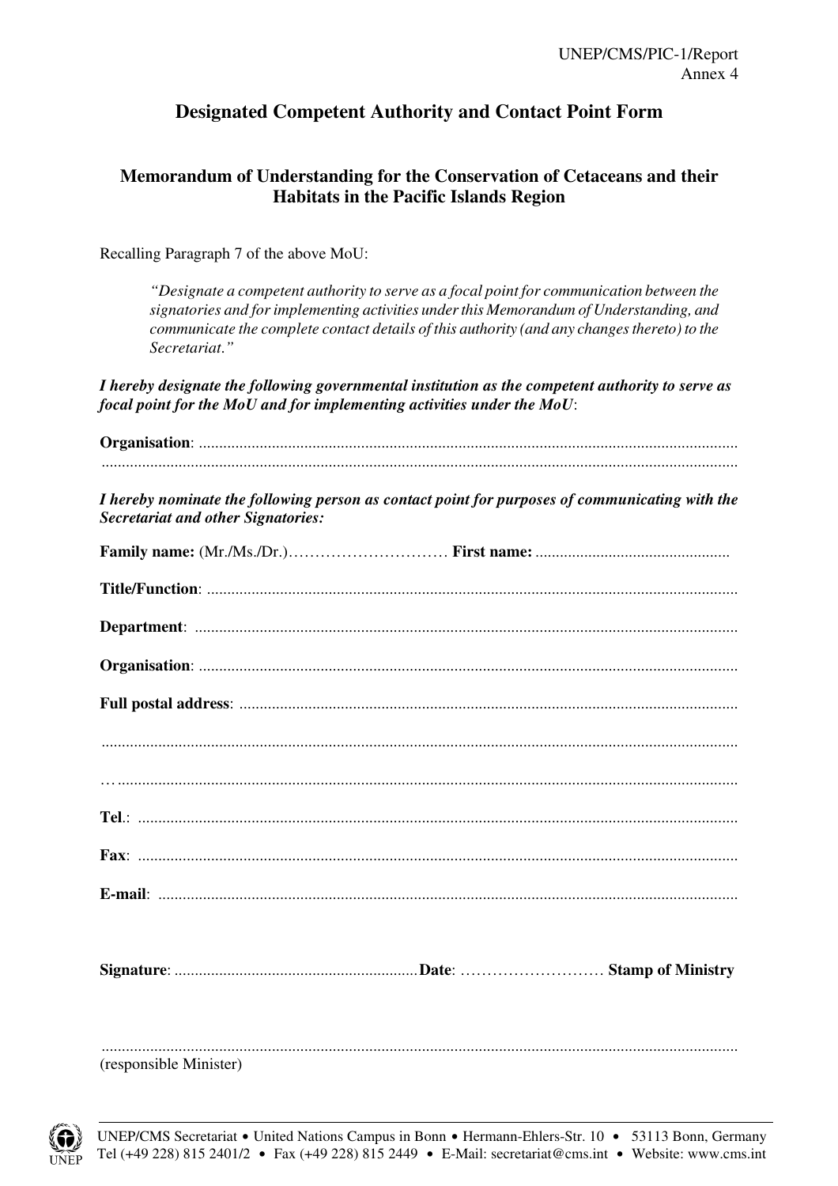UNEP/CMS/PIC-1/Report
Annex 4

# Designated Competent Authority and Contact Point Form

## Memorandum of Understanding for the Conservation of Cetaceans and their Habitats in the Pacific Islands Region

Recalling Paragraph 7 of the above MoU:

> *"Designate a competent authority to serve as a focal point for communication between the signatories and for implementing activities under this Memorandum of Understanding, and communicate the complete contact details of this authority (and any changes thereto) to the Secretariat."*

***I hereby designate the following governmental institution as the competent authority to serve as focal point for the MoU and for implementing activities under the MoU*:**

**Organisation**: ..................................................................................................................................

..........................................................................................................................................................

***I hereby nominate the following person as contact point for purposes of communicating with the Secretariat and other Signatories:***

**Family name:** (Mr./Ms./Dr.)………………………… **First name:** ...............................................

**Title/Function**: ................................................................................................................................

**Department**: ...................................................................................................................................

**Organisation**: ..................................................................................................................................

**Full postal address**: .........................................................................................................................

..........................................................................................................................................................

…......................................................................................................................................................

**Tel**.: .................................................................................................................................................

**Fax**: .................................................................................................................................................

**E-mail**: ............................................................................................................................................

**Signature**: ...........................................................**Date**: ……………………… **Stamp of Ministry**

..........................................................................................................................................................
(responsible Minister)

UNEP/CMS Secretariat • United Nations Campus in Bonn • Hermann-Ehlers-Str. 10 • 53113 Bonn, Germany
Tel (+49 228) 815 2401/2 • Fax (+49 228) 815 2449 • E-Mail: secretariat@cms.int • Website: www.cms.int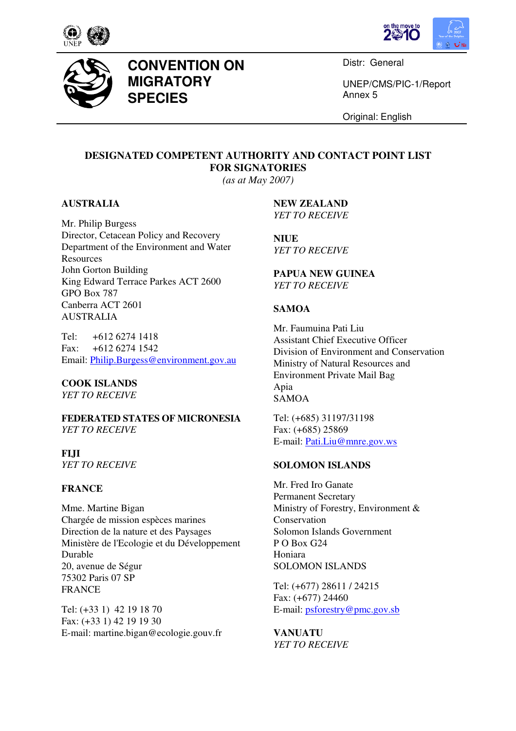# CONVENTION ON MIGRATORY SPECIES

Distr: General

UNEP/CMS/PIC-1/Report
Annex 5

Original: English

## DESIGNATED COMPETENT AUTHORITY AND CONTACT POINT LIST FOR SIGNATORIES

*(as at May 2007)*

**AUSTRALIA**

Mr. Philip Burgess
Director, Cetacean Policy and Recovery
Department of the Environment and Water Resources
John Gorton Building
King Edward Terrace Parkes ACT 2600
GPO Box 787
Canberra ACT 2601
AUSTRALIA

Tel: +612 6274 1418
Fax: +612 6274 1542
Email: Philip.Burgess@environment.gov.au

**COOK ISLANDS**
*YET TO RECEIVE*

**FEDERATED STATES OF MICRONESIA**
*YET TO RECEIVE*

**FIJI**
*YET TO RECEIVE*

**FRANCE**

Mme. Martine Bigan
Chargée de mission espèces marines
Direction de la nature et des Paysages
Ministère de l'Ecologie et du Développement Durable
20, avenue de Ségur
75302 Paris 07 SP
FRANCE

Tel: (+33 1) 42 19 18 70
Fax: (+33 1) 42 19 19 30
E-mail: martine.bigan@ecologie.gouv.fr

**NEW ZEALAND**
*YET TO RECEIVE*

**NIUE**
*YET TO RECEIVE*

**PAPUA NEW GUINEA**
*YET TO RECEIVE*

**SAMOA**

Mr. Faumuina Pati Liu
Assistant Chief Executive Officer
Division of Environment and Conservation
Ministry of Natural Resources and Environment Private Mail Bag
Apia
SAMOA

Tel: (+685) 31197/31198
Fax: (+685) 25869
E-mail: Pati.Liu@mnre.gov.ws

**SOLOMON ISLANDS**

Mr. Fred Iro Ganate
Permanent Secretary
Ministry of Forestry, Environment & Conservation
Solomon Islands Government
P O Box G24
Honiara
SOLOMON ISLANDS

Tel: (+677) 28611 / 24215
Fax: (+677) 24460
E-mail: psforestry@pmc.gov.sb

**VANUATU**
*YET TO RECEIVE*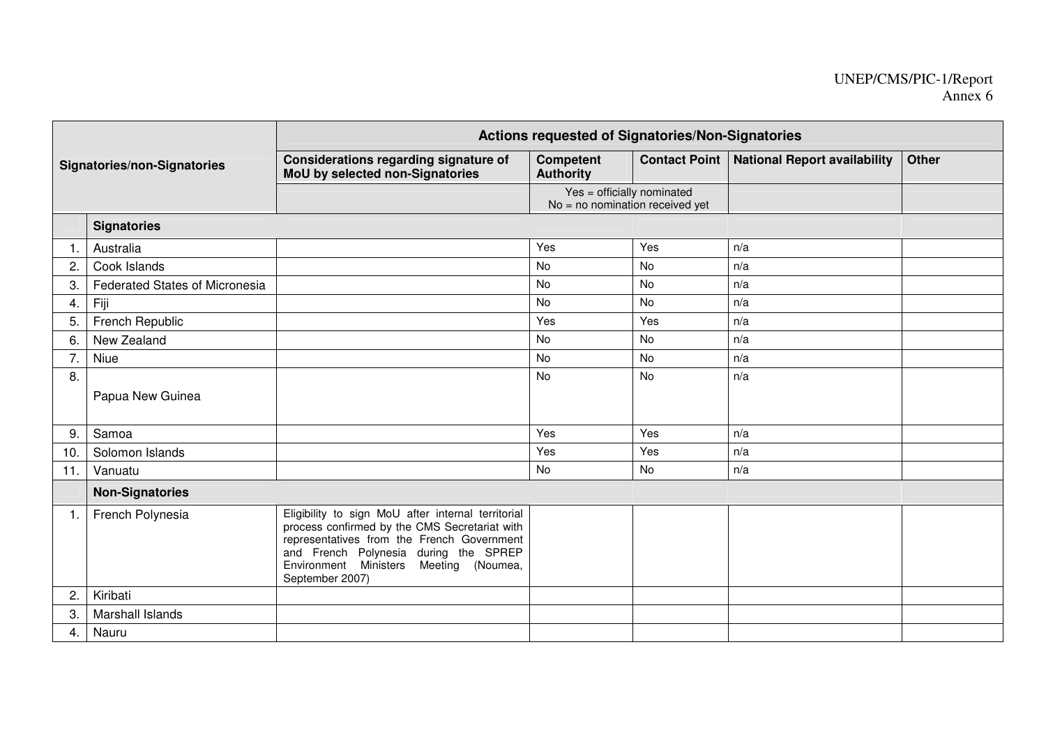| Signatories/non-Signatories | | Actions requested of Signatories/Non-Signatories | | | | |
|---|---|---|---|---|---|---|
| | | Considerations regarding signature of MoU by selected non-Signatories | Competent Authority | Contact Point | National Report availability | Other |
| | | | Yes = officially nominated<br>No = no nomination received yet | | | |
| | **Signatories** | | | | | |
| 1. | Australia | | Yes | Yes | n/a | |
| 2. | Cook Islands | | No | No | n/a | |
| 3. | Federated States of Micronesia | | No | No | n/a | |
| 4. | Fiji | | No | No | n/a | |
| 5. | French Republic | | Yes | Yes | n/a | |
| 6. | New Zealand | | No | No | n/a | |
| 7. | Niue | | No | No | n/a | |
| 8. | Papua New Guinea | | No | No | n/a | |
| 9. | Samoa | | Yes | Yes | n/a | |
| 10. | Solomon Islands | | Yes | Yes | n/a | |
| 11. | Vanuatu | | No | No | n/a | |
| | **Non-Signatories** | | | | | |
| 1. | French Polynesia | Eligibility to sign MoU after internal territorial process confirmed by the CMS Secretariat with representatives from the French Government and French Polynesia during the SPREP Environment Ministers Meeting (Noumea, September 2007) | | | | |
| 2. | Kiribati | | | | | |
| 3. | Marshall Islands | | | | | |
| 4. | Nauru | | | | | |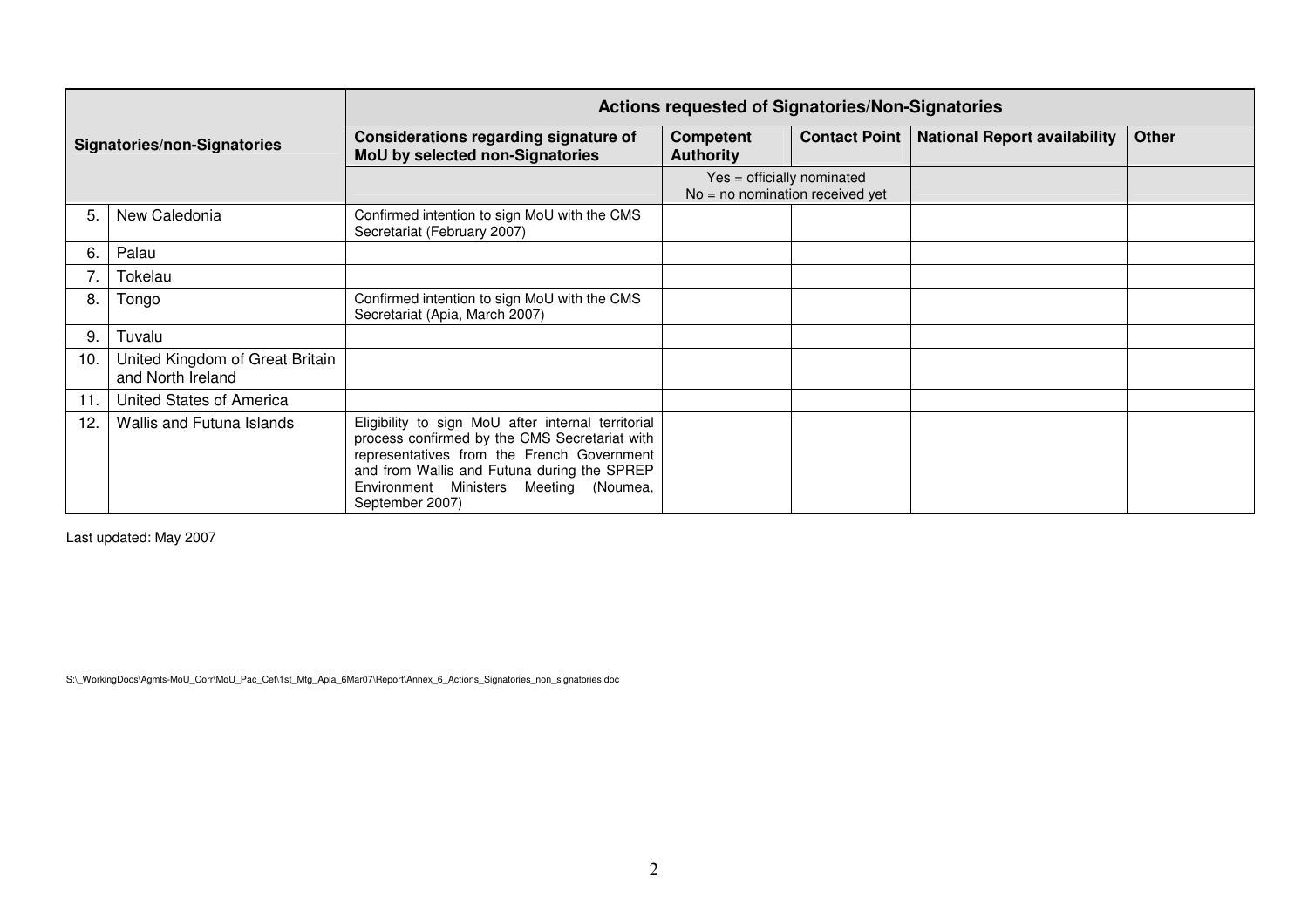| Signatories/non-Signatories | | Actions requested of Signatories/Non-Signatories | | | | |
|---|---|---|---|---|---|---|
| | | Considerations regarding signature of MoU by selected non-Signatories | Competent Authority | Contact Point | National Report availability | Other |
| | | | Yes = officially nominated No = no nomination received yet | | | |
| 5. | New Caledonia | Confirmed intention to sign MoU with the CMS Secretariat (February 2007) | | | | |
| 6. | Palau | | | | | |
| 7. | Tokelau | | | | | |
| 8. | Tongo | Confirmed intention to sign MoU with the CMS Secretariat (Apia, March 2007) | | | | |
| 9. | Tuvalu | | | | | |
| 10. | United Kingdom of Great Britain and North Ireland | | | | | |
| 11. | United States of America | | | | | |
| 12. | Wallis and Futuna Islands | Eligibility to sign MoU after internal territorial process confirmed by the CMS Secretariat with representatives from the French Government and from Wallis and Futuna during the SPREP Environment Ministers Meeting (Noumea, September 2007) | | | | |

Last updated: May 2007

S:\_WorkingDocs\Agmts-MoU_Corr\MoU_Pac_Cet\1st_Mtg_Apia_6Mar07\Report\Annex_6_Actions_Signatories_non_signatories.doc